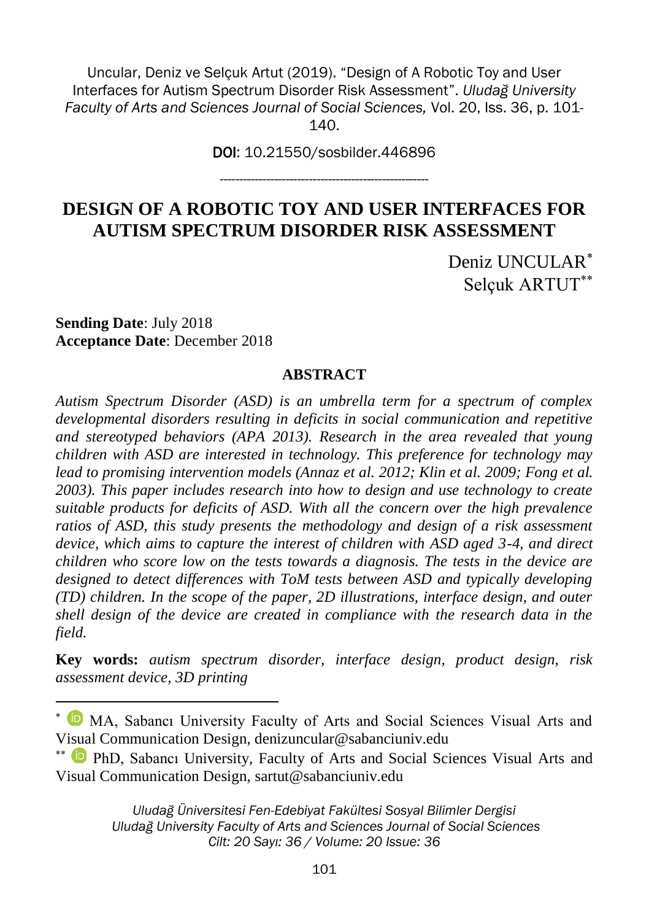Uncular, Deniz ve Selçuk Artut (2019). "Design of A Robotic Toy and User Interfaces for Autism Spectrum Disorder Risk Assessment". *Uludağ University Faculty of Arts and Sciences Journal of Social Sciences,* Vol. 20, Iss. 36, p. 101-140.

DOI: 10.21550/sosbilder.446896

---

# DESIGN OF A ROBOTIC TOY AND USER INTERFACES FOR AUTISM SPECTRUM DISORDER RISK ASSESSMENT

Deniz UNCULAR*
Selçuk ARTUT**

**Sending Date**: July 2018
**Acceptance Date**: December 2018

## ABSTRACT

*Autism Spectrum Disorder (ASD) is an umbrella term for a spectrum of complex developmental disorders resulting in deficits in social communication and repetitive and stereotyped behaviors (APA 2013). Research in the area revealed that young children with ASD are interested in technology. This preference for technology may lead to promising intervention models (Annaz et al. 2012; Klin et al. 2009; Fong et al. 2003). This paper includes research into how to design and use technology to create suitable products for deficits of ASD. With all the concern over the high prevalence ratios of ASD, this study presents the methodology and design of a risk assessment device, which aims to capture the interest of children with ASD aged 3-4, and direct children who score low on the tests towards a diagnosis. The tests in the device are designed to detect differences with ToM tests between ASD and typically developing (TD) children. In the scope of the paper, 2D illustrations, interface design, and outer shell design of the device are created in compliance with the research data in the field.*

**Key words:** *autism spectrum disorder, interface design, product design, risk assessment device, 3D printing*

---

* MA, Sabancı University Faculty of Arts and Social Sciences Visual Arts and Visual Communication Design, denizuncular@sabanciuniv.edu

** PhD, Sabancı University, Faculty of Arts and Social Sciences Visual Arts and Visual Communication Design, sartut@sabanciuniv.edu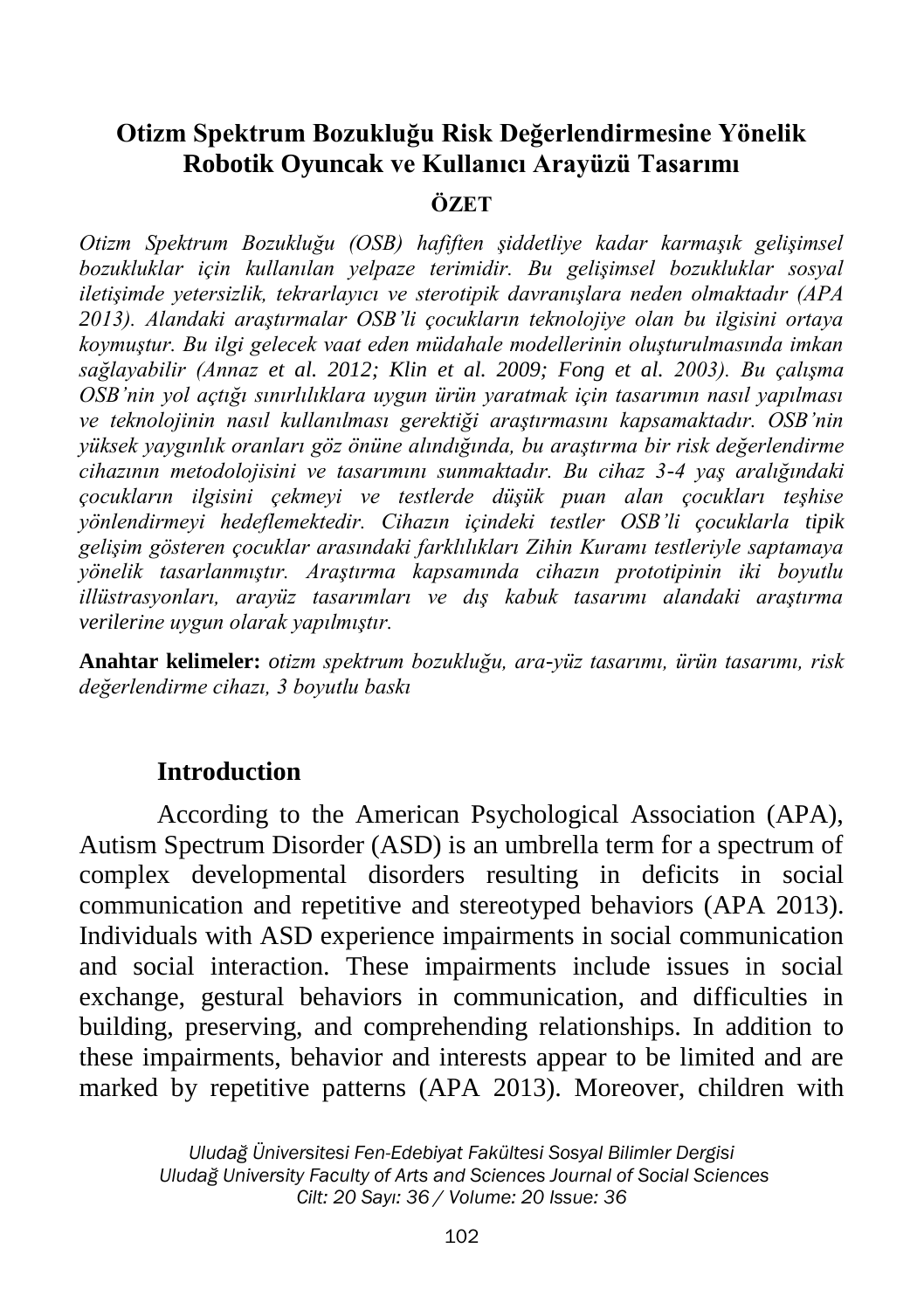## Otizm Spektrum Bozukluğu Risk Değerlendirmesine Yönelik Robotik Oyuncak ve Kullanıcı Arayüzü Tasarımı

### ÖZET

*Otizm Spektrum Bozukluğu (OSB) hafiften şiddetliye kadar karmaşık gelişimsel bozukluklar için kullanılan yelpaze terimidir. Bu gelişimsel bozukluklar sosyal iletişimde yetersizlik, tekrarlayıcı ve sterotipik davranışlara neden olmaktadır (APA 2013). Alandaki araştırmalar OSB'li çocukların teknolojiye olan bu ilgisini ortaya koymuştur. Bu ilgi gelecek vaat eden müdahale modellerinin oluşturulmasında imkan sağlayabilir (Annaz et al. 2012; Klin et al. 2009; Fong et al. 2003). Bu çalışma OSB'nin yol açtığı sınırlılıklara uygun ürün yaratmak için tasarımın nasıl yapılması ve teknolojinin nasıl kullanılması gerektiği araştırmasını kapsamaktadır. OSB'nin yüksek yaygınlık oranları göz önüne alındığında, bu araştırma bir risk değerlendirme cihazının metodolojisini ve tasarımını sunmaktadır. Bu cihaz 3-4 yaş aralığındaki çocukların ilgisini çekmeyi ve testlerde düşük puan alan çocukları teşhise yönlendirmeyi hedeflemektedir. Cihazın içindeki testler OSB'li çocuklarla tipik gelişim gösteren çocuklar arasındaki farklılıkları Zihin Kuramı testleriyle saptamaya yönelik tasarlanmıştır. Araştırma kapsamında cihazın prototipinin iki boyutlu illüstrasyonları, arayüz tasarımları ve dış kabuk tasarımı alandaki araştırma verilerine uygun olarak yapılmıştır.*

**Anahtar kelimeler:** *otizm spektrum bozukluğu, ara-yüz tasarımı, ürün tasarımı, risk değerlendirme cihazı, 3 boyutlu baskı*

## Introduction

According to the American Psychological Association (APA), Autism Spectrum Disorder (ASD) is an umbrella term for a spectrum of complex developmental disorders resulting in deficits in social communication and repetitive and stereotyped behaviors (APA 2013). Individuals with ASD experience impairments in social communication and social interaction. These impairments include issues in social exchange, gestural behaviors in communication, and difficulties in building, preserving, and comprehending relationships. In addition to these impairments, behavior and interests appear to be limited and are marked by repetitive patterns (APA 2013). Moreover, children with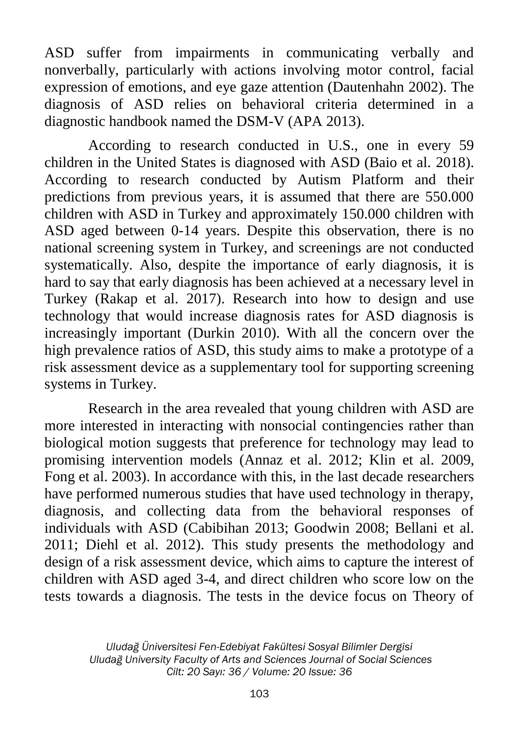ASD suffer from impairments in communicating verbally and nonverbally, particularly with actions involving motor control, facial expression of emotions, and eye gaze attention (Dautenhahn 2002). The diagnosis of ASD relies on behavioral criteria determined in a diagnostic handbook named the DSM-V (APA 2013).

According to research conducted in U.S., one in every 59 children in the United States is diagnosed with ASD (Baio et al. 2018). According to research conducted by Autism Platform and their predictions from previous years, it is assumed that there are 550.000 children with ASD in Turkey and approximately 150.000 children with ASD aged between 0-14 years. Despite this observation, there is no national screening system in Turkey, and screenings are not conducted systematically. Also, despite the importance of early diagnosis, it is hard to say that early diagnosis has been achieved at a necessary level in Turkey (Rakap et al. 2017). Research into how to design and use technology that would increase diagnosis rates for ASD diagnosis is increasingly important (Durkin 2010). With all the concern over the high prevalence ratios of ASD, this study aims to make a prototype of a risk assessment device as a supplementary tool for supporting screening systems in Turkey.

Research in the area revealed that young children with ASD are more interested in interacting with nonsocial contingencies rather than biological motion suggests that preference for technology may lead to promising intervention models (Annaz et al. 2012; Klin et al. 2009, Fong et al. 2003). In accordance with this, in the last decade researchers have performed numerous studies that have used technology in therapy, diagnosis, and collecting data from the behavioral responses of individuals with ASD (Cabibihan 2013; Goodwin 2008; Bellani et al. 2011; Diehl et al. 2012). This study presents the methodology and design of a risk assessment device, which aims to capture the interest of children with ASD aged 3-4, and direct children who score low on the tests towards a diagnosis. The tests in the device focus on Theory of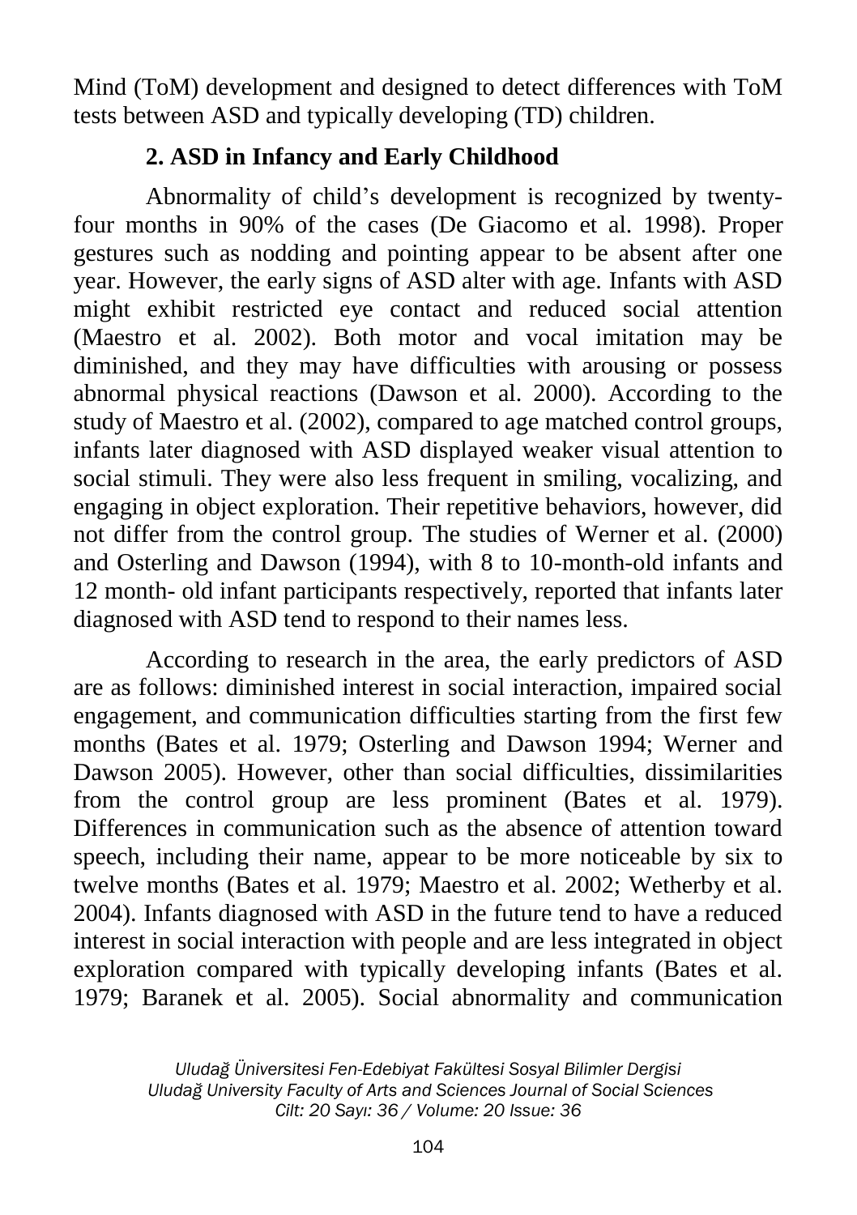Mind (ToM) development and designed to detect differences with ToM tests between ASD and typically developing (TD) children.

## 2. ASD in Infancy and Early Childhood

Abnormality of child's development is recognized by twenty-four months in 90% of the cases (De Giacomo et al. 1998). Proper gestures such as nodding and pointing appear to be absent after one year. However, the early signs of ASD alter with age. Infants with ASD might exhibit restricted eye contact and reduced social attention (Maestro et al. 2002). Both motor and vocal imitation may be diminished, and they may have difficulties with arousing or possess abnormal physical reactions (Dawson et al. 2000). According to the study of Maestro et al. (2002), compared to age matched control groups, infants later diagnosed with ASD displayed weaker visual attention to social stimuli. They were also less frequent in smiling, vocalizing, and engaging in object exploration. Their repetitive behaviors, however, did not differ from the control group. The studies of Werner et al. (2000) and Osterling and Dawson (1994), with 8 to 10-month-old infants and 12 month- old infant participants respectively, reported that infants later diagnosed with ASD tend to respond to their names less.

According to research in the area, the early predictors of ASD are as follows: diminished interest in social interaction, impaired social engagement, and communication difficulties starting from the first few months (Bates et al. 1979; Osterling and Dawson 1994; Werner and Dawson 2005). However, other than social difficulties, dissimilarities from the control group are less prominent (Bates et al. 1979). Differences in communication such as the absence of attention toward speech, including their name, appear to be more noticeable by six to twelve months (Bates et al. 1979; Maestro et al. 2002; Wetherby et al. 2004). Infants diagnosed with ASD in the future tend to have a reduced interest in social interaction with people and are less integrated in object exploration compared with typically developing infants (Bates et al. 1979; Baranek et al. 2005). Social abnormality and communication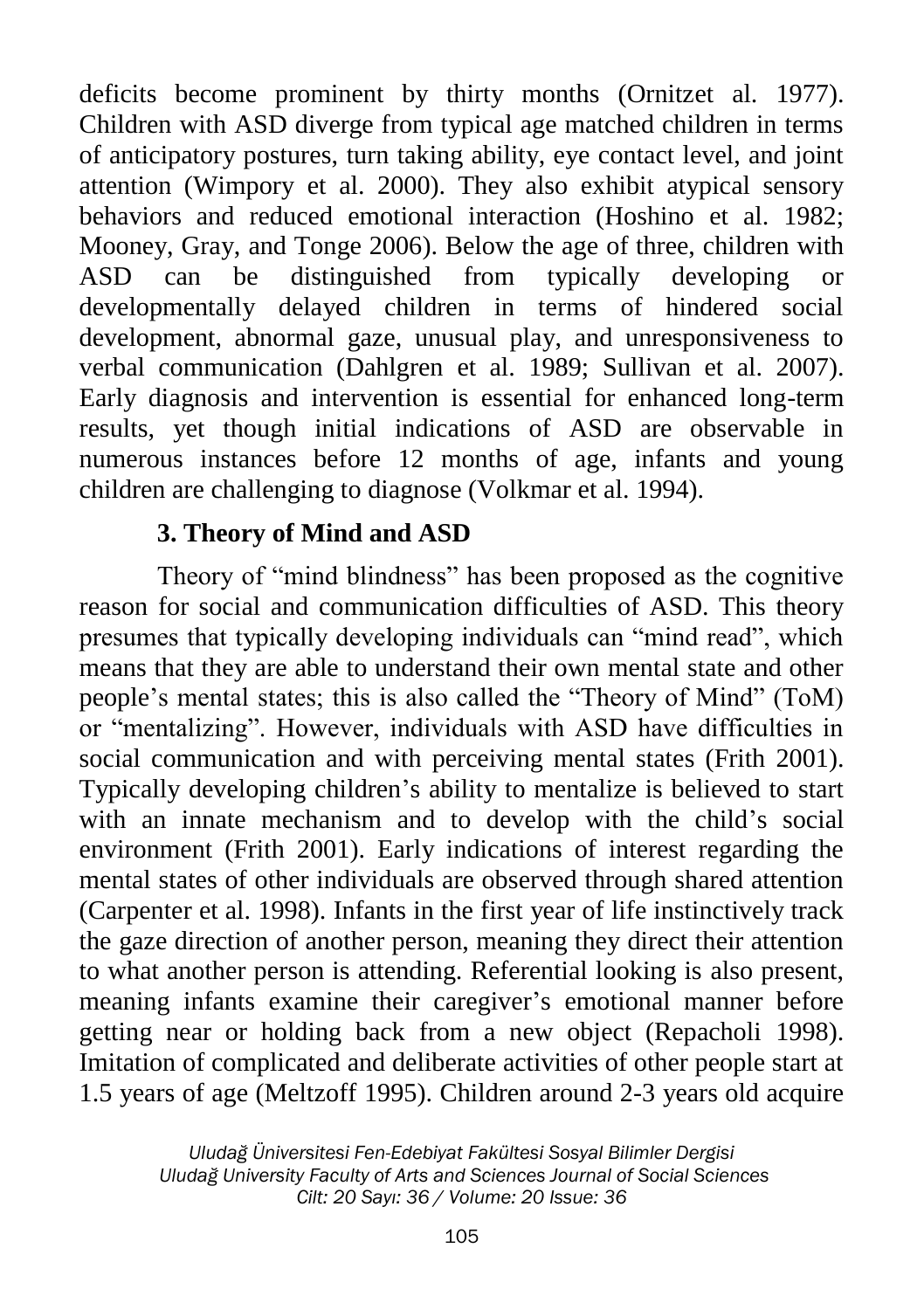deficits become prominent by thirty months (Ornitzet al. 1977). Children with ASD diverge from typical age matched children in terms of anticipatory postures, turn taking ability, eye contact level, and joint attention (Wimpory et al. 2000). They also exhibit atypical sensory behaviors and reduced emotional interaction (Hoshino et al. 1982; Mooney, Gray, and Tonge 2006). Below the age of three, children with ASD can be distinguished from typically developing or developmentally delayed children in terms of hindered social development, abnormal gaze, unusual play, and unresponsiveness to verbal communication (Dahlgren et al. 1989; Sullivan et al. 2007). Early diagnosis and intervention is essential for enhanced long-term results, yet though initial indications of ASD are observable in numerous instances before 12 months of age, infants and young children are challenging to diagnose (Volkmar et al. 1994).

## 3. Theory of Mind and ASD

Theory of "mind blindness" has been proposed as the cognitive reason for social and communication difficulties of ASD. This theory presumes that typically developing individuals can "mind read", which means that they are able to understand their own mental state and other people's mental states; this is also called the "Theory of Mind" (ToM) or "mentalizing". However, individuals with ASD have difficulties in social communication and with perceiving mental states (Frith 2001). Typically developing children's ability to mentalize is believed to start with an innate mechanism and to develop with the child's social environment (Frith 2001). Early indications of interest regarding the mental states of other individuals are observed through shared attention (Carpenter et al. 1998). Infants in the first year of life instinctively track the gaze direction of another person, meaning they direct their attention to what another person is attending. Referential looking is also present, meaning infants examine their caregiver's emotional manner before getting near or holding back from a new object (Repacholi 1998). Imitation of complicated and deliberate activities of other people start at 1.5 years of age (Meltzoff 1995). Children around 2-3 years old acquire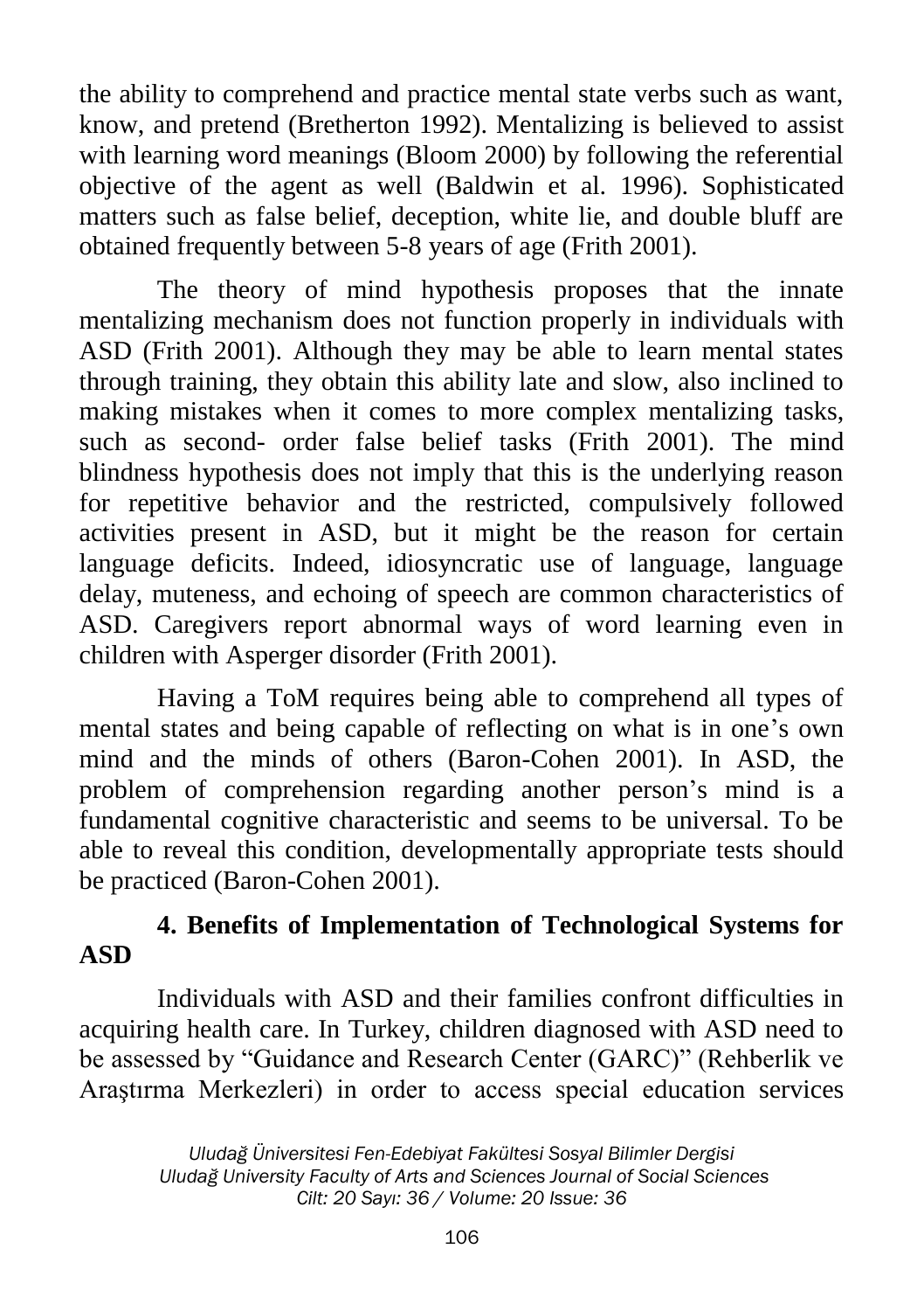the ability to comprehend and practice mental state verbs such as want, know, and pretend (Bretherton 1992). Mentalizing is believed to assist with learning word meanings (Bloom 2000) by following the referential objective of the agent as well (Baldwin et al. 1996). Sophisticated matters such as false belief, deception, white lie, and double bluff are obtained frequently between 5-8 years of age (Frith 2001).

The theory of mind hypothesis proposes that the innate mentalizing mechanism does not function properly in individuals with ASD (Frith 2001). Although they may be able to learn mental states through training, they obtain this ability late and slow, also inclined to making mistakes when it comes to more complex mentalizing tasks, such as second- order false belief tasks (Frith 2001). The mind blindness hypothesis does not imply that this is the underlying reason for repetitive behavior and the restricted, compulsively followed activities present in ASD, but it might be the reason for certain language deficits. Indeed, idiosyncratic use of language, language delay, muteness, and echoing of speech are common characteristics of ASD. Caregivers report abnormal ways of word learning even in children with Asperger disorder (Frith 2001).

Having a ToM requires being able to comprehend all types of mental states and being capable of reflecting on what is in one's own mind and the minds of others (Baron-Cohen 2001). In ASD, the problem of comprehension regarding another person's mind is a fundamental cognitive characteristic and seems to be universal. To be able to reveal this condition, developmentally appropriate tests should be practiced (Baron-Cohen 2001).

## 4. Benefits of Implementation of Technological Systems for ASD

Individuals with ASD and their families confront difficulties in acquiring health care. In Turkey, children diagnosed with ASD need to be assessed by "Guidance and Research Center (GARC)" (Rehberlik ve Araştırma Merkezleri) in order to access special education services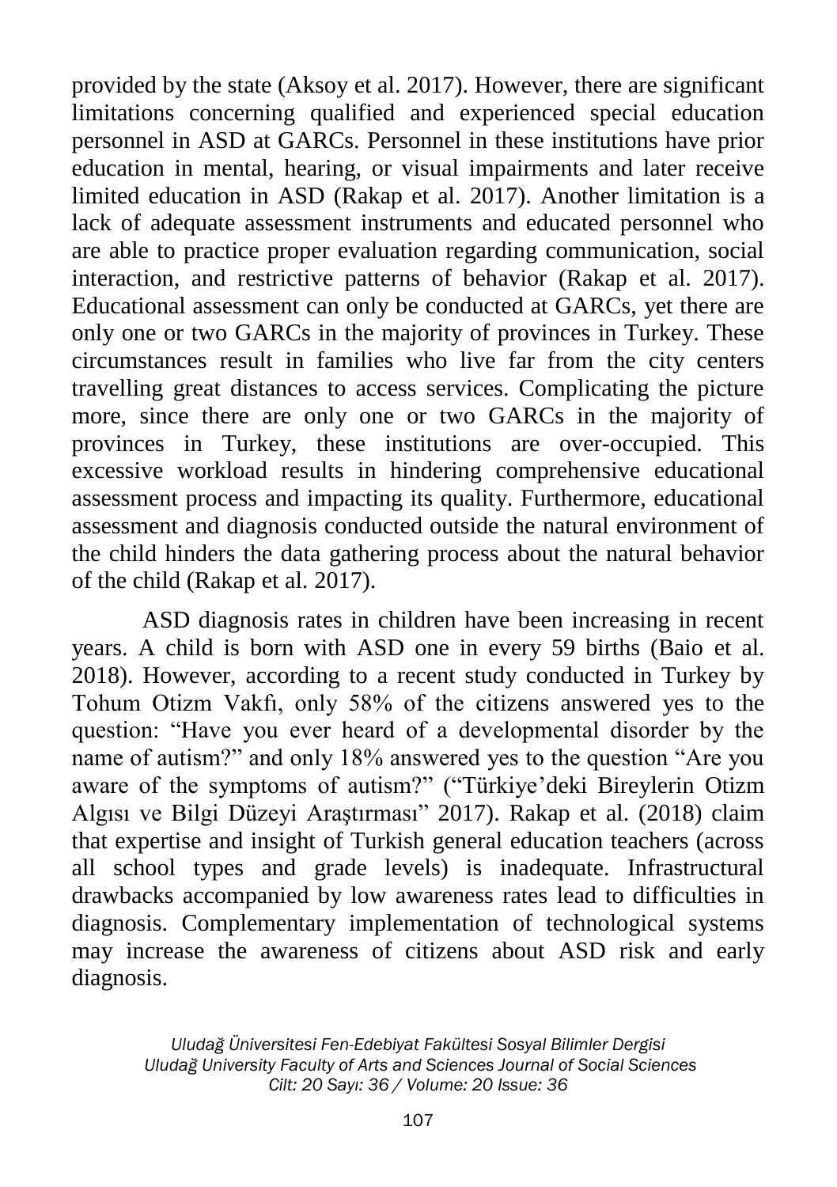provided by the state (Aksoy et al. 2017). However, there are significant limitations concerning qualified and experienced special education personnel in ASD at GARCs. Personnel in these institutions have prior education in mental, hearing, or visual impairments and later receive limited education in ASD (Rakap et al. 2017). Another limitation is a lack of adequate assessment instruments and educated personnel who are able to practice proper evaluation regarding communication, social interaction, and restrictive patterns of behavior (Rakap et al. 2017). Educational assessment can only be conducted at GARCs, yet there are only one or two GARCs in the majority of provinces in Turkey. These circumstances result in families who live far from the city centers travelling great distances to access services. Complicating the picture more, since there are only one or two GARCs in the majority of provinces in Turkey, these institutions are over-occupied. This excessive workload results in hindering comprehensive educational assessment process and impacting its quality. Furthermore, educational assessment and diagnosis conducted outside the natural environment of the child hinders the data gathering process about the natural behavior of the child (Rakap et al. 2017).

ASD diagnosis rates in children have been increasing in recent years. A child is born with ASD one in every 59 births (Baio et al. 2018). However, according to a recent study conducted in Turkey by Tohum Otizm Vakfı, only 58% of the citizens answered yes to the question: "Have you ever heard of a developmental disorder by the name of autism?" and only 18% answered yes to the question "Are you aware of the symptoms of autism?" ("Türkiye'deki Bireylerin Otizm Algısı ve Bilgi Düzeyi Araştırması" 2017). Rakap et al. (2018) claim that expertise and insight of Turkish general education teachers (across all school types and grade levels) is inadequate. Infrastructural drawbacks accompanied by low awareness rates lead to difficulties in diagnosis. Complementary implementation of technological systems may increase the awareness of citizens about ASD risk and early diagnosis.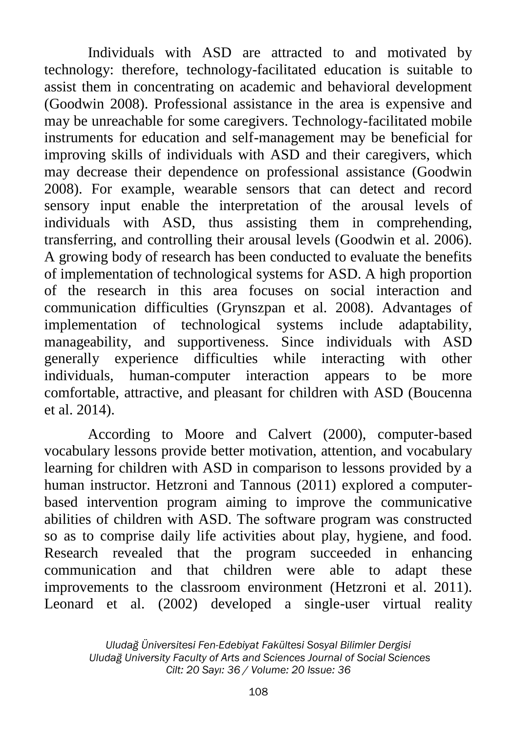Individuals with ASD are attracted to and motivated by technology: therefore, technology-facilitated education is suitable to assist them in concentrating on academic and behavioral development (Goodwin 2008). Professional assistance in the area is expensive and may be unreachable for some caregivers. Technology-facilitated mobile instruments for education and self-management may be beneficial for improving skills of individuals with ASD and their caregivers, which may decrease their dependence on professional assistance (Goodwin 2008). For example, wearable sensors that can detect and record sensory input enable the interpretation of the arousal levels of individuals with ASD, thus assisting them in comprehending, transferring, and controlling their arousal levels (Goodwin et al. 2006). A growing body of research has been conducted to evaluate the benefits of implementation of technological systems for ASD. A high proportion of the research in this area focuses on social interaction and communication difficulties (Grynszpan et al. 2008). Advantages of implementation of technological systems include adaptability, manageability, and supportiveness. Since individuals with ASD generally experience difficulties while interacting with other individuals, human-computer interaction appears to be more comfortable, attractive, and pleasant for children with ASD (Boucenna et al. 2014).

According to Moore and Calvert (2000), computer-based vocabulary lessons provide better motivation, attention, and vocabulary learning for children with ASD in comparison to lessons provided by a human instructor. Hetzroni and Tannous (2011) explored a computer-based intervention program aiming to improve the communicative abilities of children with ASD. The software program was constructed so as to comprise daily life activities about play, hygiene, and food. Research revealed that the program succeeded in enhancing communication and that children were able to adapt these improvements to the classroom environment (Hetzroni et al. 2011). Leonard et al. (2002) developed a single-user virtual reality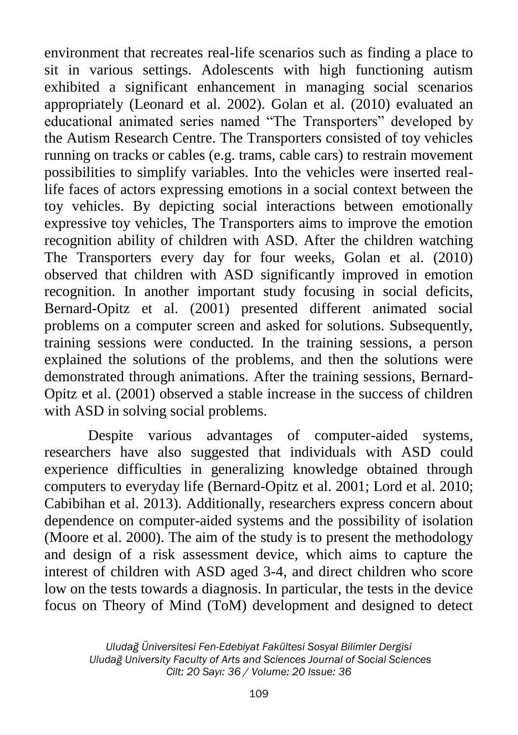environment that recreates real-life scenarios such as finding a place to sit in various settings. Adolescents with high functioning autism exhibited a significant enhancement in managing social scenarios appropriately (Leonard et al. 2002). Golan et al. (2010) evaluated an educational animated series named "The Transporters" developed by the Autism Research Centre. The Transporters consisted of toy vehicles running on tracks or cables (e.g. trams, cable cars) to restrain movement possibilities to simplify variables. Into the vehicles were inserted real-life faces of actors expressing emotions in a social context between the toy vehicles. By depicting social interactions between emotionally expressive toy vehicles, The Transporters aims to improve the emotion recognition ability of children with ASD. After the children watching The Transporters every day for four weeks, Golan et al. (2010) observed that children with ASD significantly improved in emotion recognition. In another important study focusing in social deficits, Bernard-Opitz et al. (2001) presented different animated social problems on a computer screen and asked for solutions. Subsequently, training sessions were conducted. In the training sessions, a person explained the solutions of the problems, and then the solutions were demonstrated through animations. After the training sessions, Bernard-Opitz et al. (2001) observed a stable increase in the success of children with ASD in solving social problems.

Despite various advantages of computer-aided systems, researchers have also suggested that individuals with ASD could experience difficulties in generalizing knowledge obtained through computers to everyday life (Bernard-Opitz et al. 2001; Lord et al. 2010; Cabibihan et al. 2013). Additionally, researchers express concern about dependence on computer-aided systems and the possibility of isolation (Moore et al. 2000). The aim of the study is to present the methodology and design of a risk assessment device, which aims to capture the interest of children with ASD aged 3-4, and direct children who score low on the tests towards a diagnosis. In particular, the tests in the device focus on Theory of Mind (ToM) development and designed to detect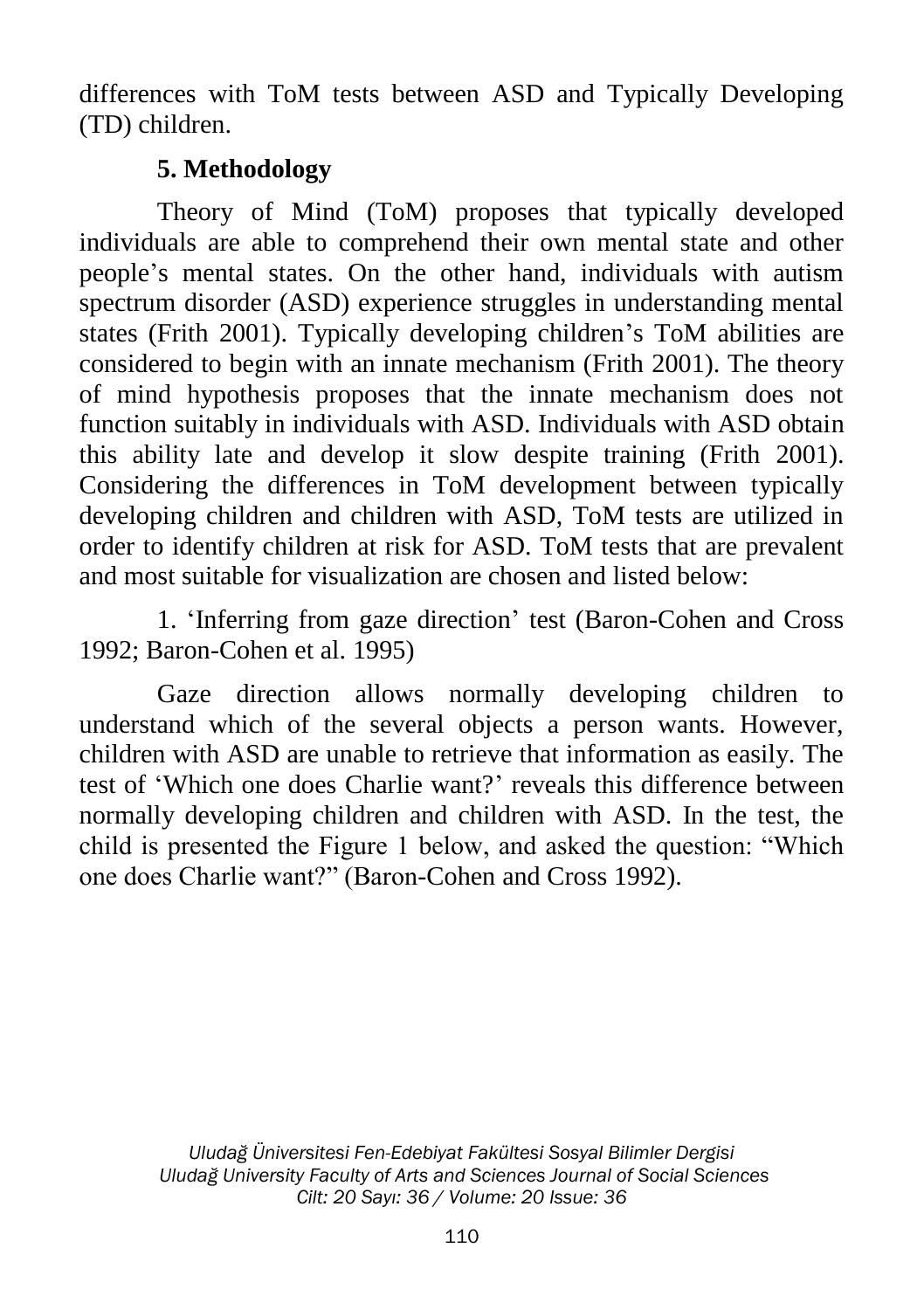differences with ToM tests between ASD and Typically Developing (TD) children.

## 5. Methodology

Theory of Mind (ToM) proposes that typically developed individuals are able to comprehend their own mental state and other people's mental states. On the other hand, individuals with autism spectrum disorder (ASD) experience struggles in understanding mental states (Frith 2001). Typically developing children's ToM abilities are considered to begin with an innate mechanism (Frith 2001). The theory of mind hypothesis proposes that the innate mechanism does not function suitably in individuals with ASD. Individuals with ASD obtain this ability late and develop it slow despite training (Frith 2001). Considering the differences in ToM development between typically developing children and children with ASD, ToM tests are utilized in order to identify children at risk for ASD. ToM tests that are prevalent and most suitable for visualization are chosen and listed below:

1. 'Inferring from gaze direction' test (Baron-Cohen and Cross 1992; Baron-Cohen et al. 1995)

Gaze direction allows normally developing children to understand which of the several objects a person wants. However, children with ASD are unable to retrieve that information as easily. The test of 'Which one does Charlie want?' reveals this difference between normally developing children and children with ASD. In the test, the child is presented the Figure 1 below, and asked the question: "Which one does Charlie want?" (Baron-Cohen and Cross 1992).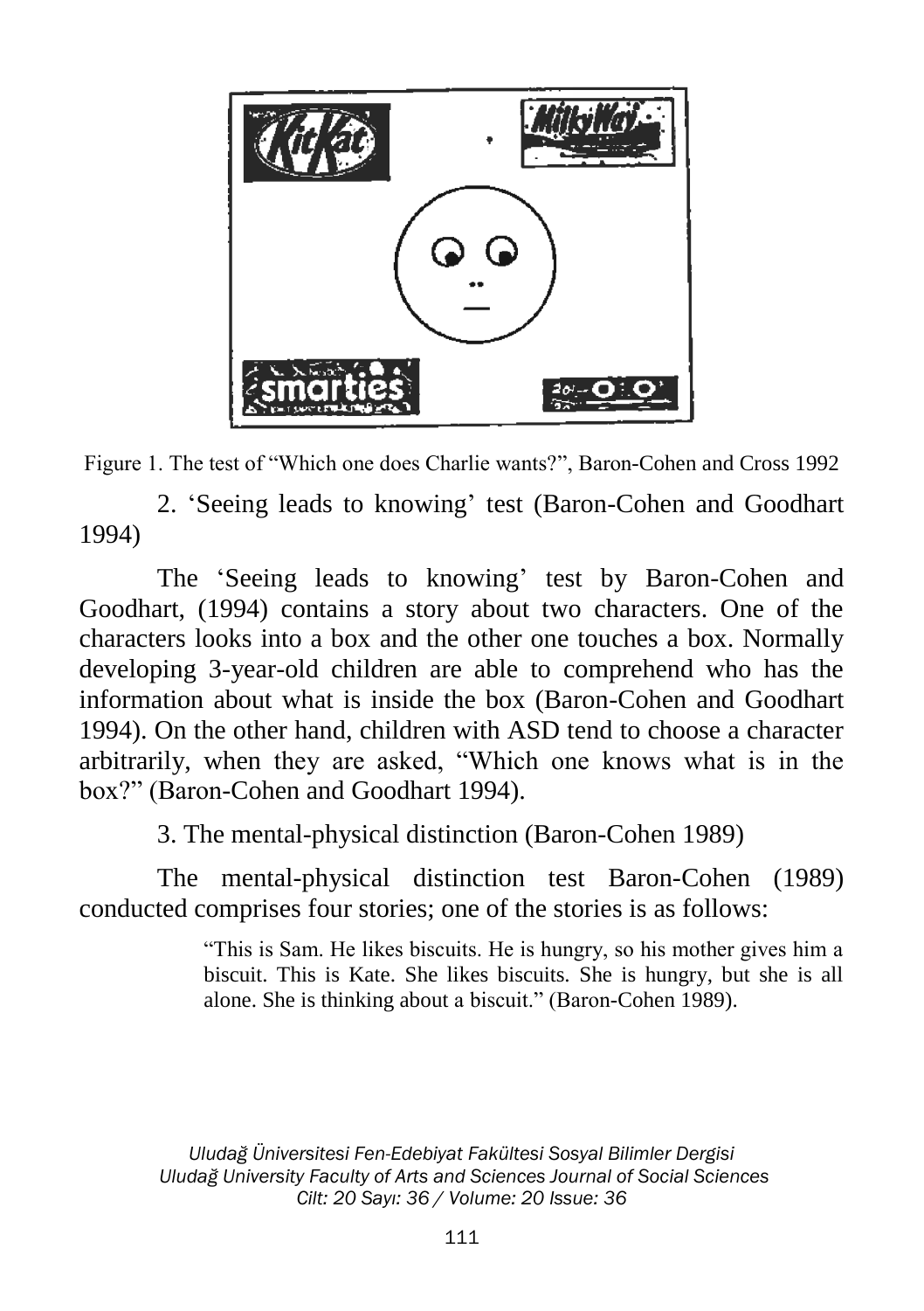Figure 1. The test of "Which one does Charlie wants?", Baron-Cohen and Cross 1992

2. 'Seeing leads to knowing' test (Baron-Cohen and Goodhart 1994)

The 'Seeing leads to knowing' test by Baron-Cohen and Goodhart, (1994) contains a story about two characters. One of the characters looks into a box and the other one touches a box. Normally developing 3-year-old children are able to comprehend who has the information about what is inside the box (Baron-Cohen and Goodhart 1994). On the other hand, children with ASD tend to choose a character arbitrarily, when they are asked, "Which one knows what is in the box?" (Baron-Cohen and Goodhart 1994).

3. The mental-physical distinction (Baron-Cohen 1989)

The mental-physical distinction test Baron-Cohen (1989) conducted comprises four stories; one of the stories is as follows:

> "This is Sam. He likes biscuits. He is hungry, so his mother gives him a biscuit. This is Kate. She likes biscuits. She is hungry, but she is all alone. She is thinking about a biscuit." (Baron-Cohen 1989).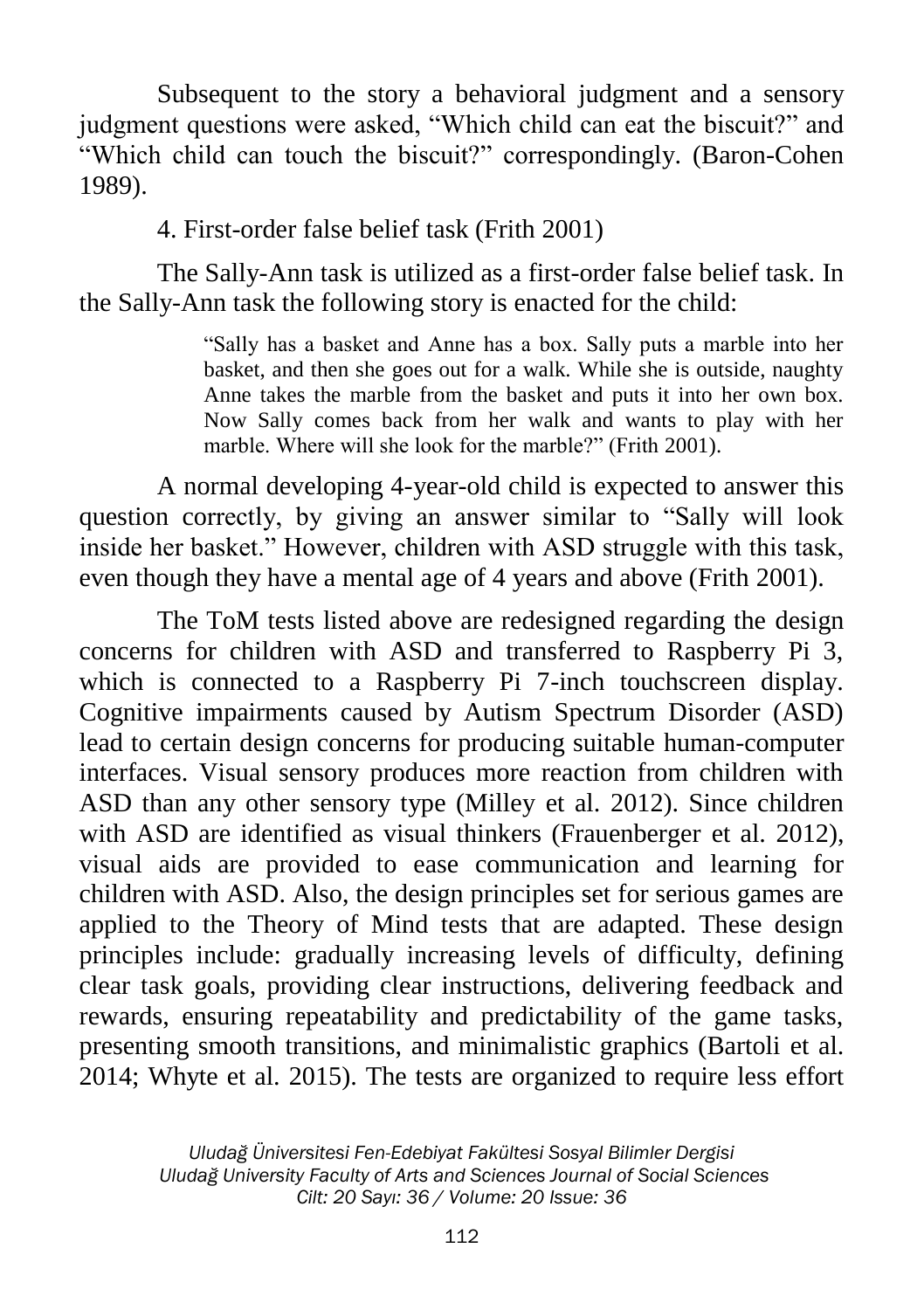Subsequent to the story a behavioral judgment and a sensory judgment questions were asked, "Which child can eat the biscuit?" and "Which child can touch the biscuit?" correspondingly. (Baron-Cohen 1989).

4. First-order false belief task (Frith 2001)

The Sally-Ann task is utilized as a first-order false belief task. In the Sally-Ann task the following story is enacted for the child:

> "Sally has a basket and Anne has a box. Sally puts a marble into her basket, and then she goes out for a walk. While she is outside, naughty Anne takes the marble from the basket and puts it into her own box. Now Sally comes back from her walk and wants to play with her marble. Where will she look for the marble?" (Frith 2001).

A normal developing 4-year-old child is expected to answer this question correctly, by giving an answer similar to "Sally will look inside her basket." However, children with ASD struggle with this task, even though they have a mental age of 4 years and above (Frith 2001).

The ToM tests listed above are redesigned regarding the design concerns for children with ASD and transferred to Raspberry Pi 3, which is connected to a Raspberry Pi 7-inch touchscreen display. Cognitive impairments caused by Autism Spectrum Disorder (ASD) lead to certain design concerns for producing suitable human-computer interfaces. Visual sensory produces more reaction from children with ASD than any other sensory type (Milley et al. 2012). Since children with ASD are identified as visual thinkers (Frauenberger et al. 2012), visual aids are provided to ease communication and learning for children with ASD. Also, the design principles set for serious games are applied to the Theory of Mind tests that are adapted. These design principles include: gradually increasing levels of difficulty, defining clear task goals, providing clear instructions, delivering feedback and rewards, ensuring repeatability and predictability of the game tasks, presenting smooth transitions, and minimalistic graphics (Bartoli et al. 2014; Whyte et al. 2015). The tests are organized to require less effort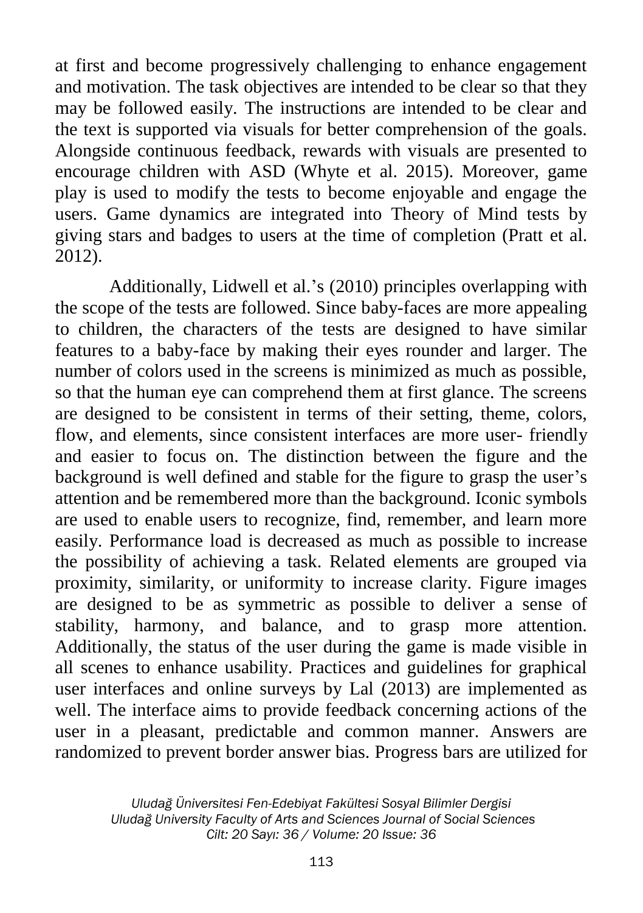at first and become progressively challenging to enhance engagement and motivation. The task objectives are intended to be clear so that they may be followed easily. The instructions are intended to be clear and the text is supported via visuals for better comprehension of the goals. Alongside continuous feedback, rewards with visuals are presented to encourage children with ASD (Whyte et al. 2015). Moreover, game play is used to modify the tests to become enjoyable and engage the users. Game dynamics are integrated into Theory of Mind tests by giving stars and badges to users at the time of completion (Pratt et al. 2012).

Additionally, Lidwell et al.'s (2010) principles overlapping with the scope of the tests are followed. Since baby-faces are more appealing to children, the characters of the tests are designed to have similar features to a baby-face by making their eyes rounder and larger. The number of colors used in the screens is minimized as much as possible, so that the human eye can comprehend them at first glance. The screens are designed to be consistent in terms of their setting, theme, colors, flow, and elements, since consistent interfaces are more user- friendly and easier to focus on. The distinction between the figure and the background is well defined and stable for the figure to grasp the user's attention and be remembered more than the background. Iconic symbols are used to enable users to recognize, find, remember, and learn more easily. Performance load is decreased as much as possible to increase the possibility of achieving a task. Related elements are grouped via proximity, similarity, or uniformity to increase clarity. Figure images are designed to be as symmetric as possible to deliver a sense of stability, harmony, and balance, and to grasp more attention. Additionally, the status of the user during the game is made visible in all scenes to enhance usability. Practices and guidelines for graphical user interfaces and online surveys by Lal (2013) are implemented as well. The interface aims to provide feedback concerning actions of the user in a pleasant, predictable and common manner. Answers are randomized to prevent border answer bias. Progress bars are utilized for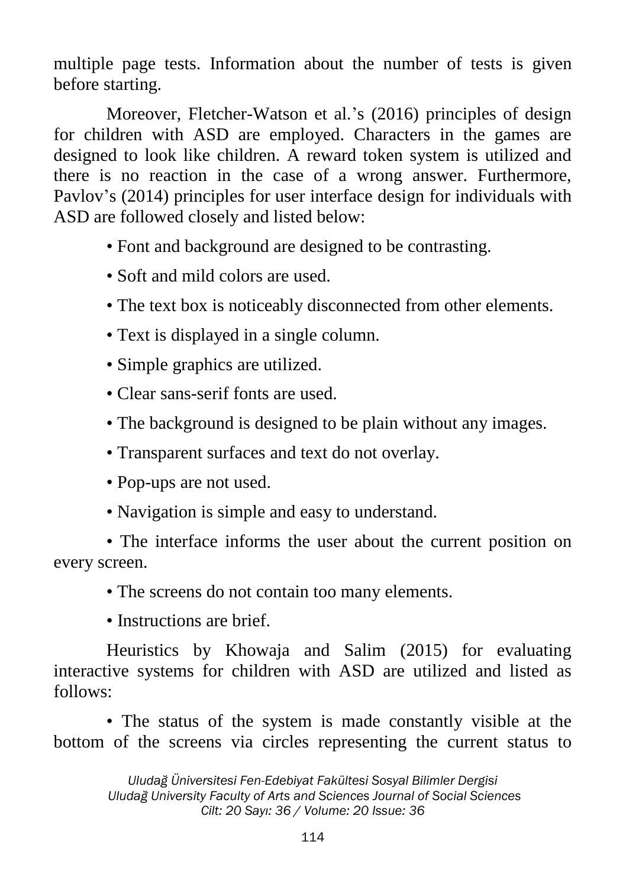multiple page tests. Information about the number of tests is given before starting.

Moreover, Fletcher-Watson et al.'s (2016) principles of design for children with ASD are employed. Characters in the games are designed to look like children. A reward token system is utilized and there is no reaction in the case of a wrong answer. Furthermore, Pavlov's (2014) principles for user interface design for individuals with ASD are followed closely and listed below:

• Font and background are designed to be contrasting.

• Soft and mild colors are used.

• The text box is noticeably disconnected from other elements.

• Text is displayed in a single column.

• Simple graphics are utilized.

• Clear sans-serif fonts are used.

• The background is designed to be plain without any images.

• Transparent surfaces and text do not overlay.

• Pop-ups are not used.

• Navigation is simple and easy to understand.

• The interface informs the user about the current position on every screen.

• The screens do not contain too many elements.

• Instructions are brief.

Heuristics by Khowaja and Salim (2015) for evaluating interactive systems for children with ASD are utilized and listed as follows:

• The status of the system is made constantly visible at the bottom of the screens via circles representing the current status to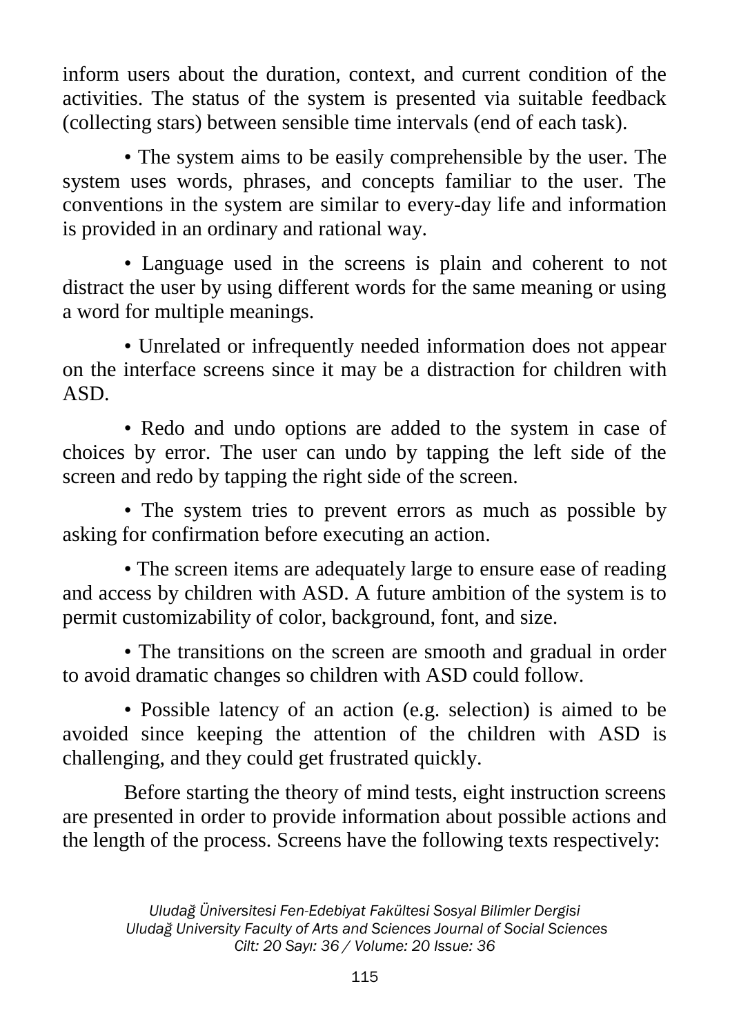inform users about the duration, context, and current condition of the activities. The status of the system is presented via suitable feedback (collecting stars) between sensible time intervals (end of each task).

- The system aims to be easily comprehensible by the user. The system uses words, phrases, and concepts familiar to the user. The conventions in the system are similar to every-day life and information is provided in an ordinary and rational way.

- Language used in the screens is plain and coherent to not distract the user by using different words for the same meaning or using a word for multiple meanings.

- Unrelated or infrequently needed information does not appear on the interface screens since it may be a distraction for children with ASD.

- Redo and undo options are added to the system in case of choices by error. The user can undo by tapping the left side of the screen and redo by tapping the right side of the screen.

- The system tries to prevent errors as much as possible by asking for confirmation before executing an action.

- The screen items are adequately large to ensure ease of reading and access by children with ASD. A future ambition of the system is to permit customizability of color, background, font, and size.

- The transitions on the screen are smooth and gradual in order to avoid dramatic changes so children with ASD could follow.

- Possible latency of an action (e.g. selection) is aimed to be avoided since keeping the attention of the children with ASD is challenging, and they could get frustrated quickly.

Before starting the theory of mind tests, eight instruction screens are presented in order to provide information about possible actions and the length of the process. Screens have the following texts respectively: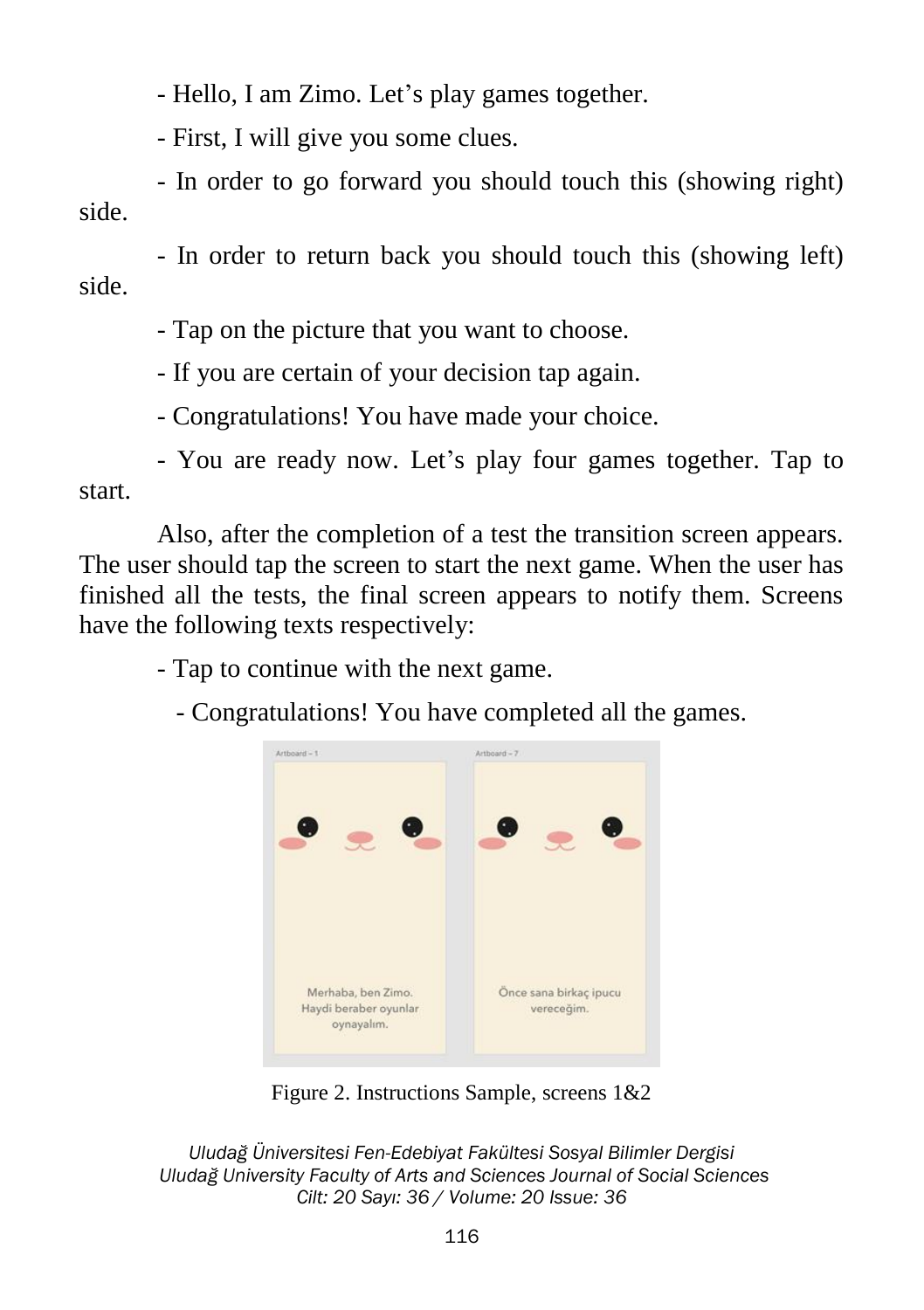- Hello, I am Zimo. Let's play games together.

- First, I will give you some clues.

- In order to go forward you should touch this (showing right) side.

- In order to return back you should touch this (showing left) side.

- Tap on the picture that you want to choose.

- If you are certain of your decision tap again.

- Congratulations! You have made your choice.

- You are ready now. Let's play four games together. Tap to start.

Also, after the completion of a test the transition screen appears. The user should tap the screen to start the next game. When the user has finished all the tests, the final screen appears to notify them. Screens have the following texts respectively:

- Tap to continue with the next game.

- Congratulations! You have completed all the games.

Figure 2. Instructions Sample, screens 1&2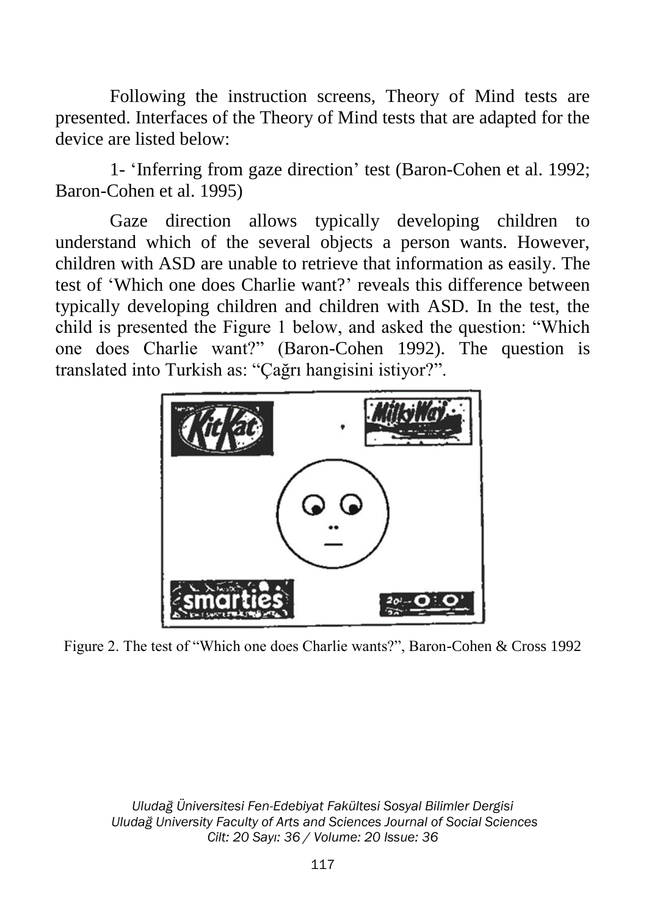Following the instruction screens, Theory of Mind tests are presented. Interfaces of the Theory of Mind tests that are adapted for the device are listed below:

1- 'Inferring from gaze direction' test (Baron-Cohen et al. 1992; Baron-Cohen et al. 1995)

Gaze direction allows typically developing children to understand which of the several objects a person wants. However, children with ASD are unable to retrieve that information as easily. The test of 'Which one does Charlie want?' reveals this difference between typically developing children and children with ASD. In the test, the child is presented the Figure 1 below, and asked the question: "Which one does Charlie want?" (Baron-Cohen 1992). The question is translated into Turkish as: "Çağrı hangisini istiyor?".

Figure 2. The test of "Which one does Charlie wants?", Baron-Cohen & Cross 1992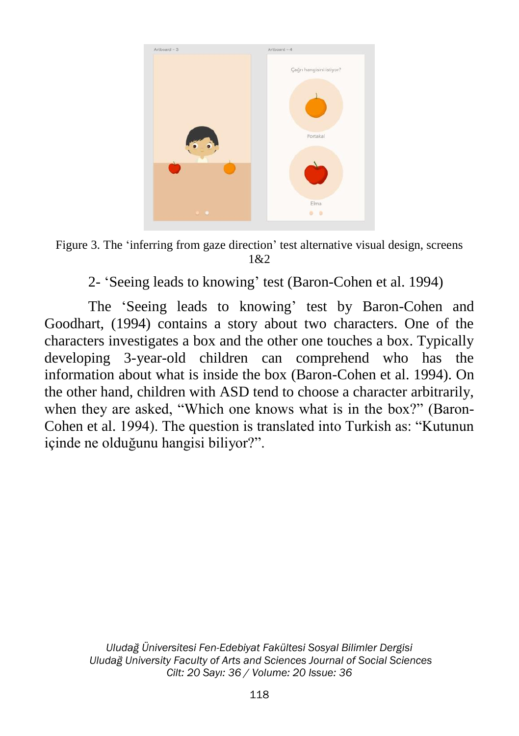Figure 3. The ‘inferring from gaze direction’ test alternative visual design, screens 1&2

2- ‘Seeing leads to knowing’ test (Baron-Cohen et al. 1994)

The ‘Seeing leads to knowing’ test by Baron-Cohen and Goodhart, (1994) contains a story about two characters. One of the characters investigates a box and the other one touches a box. Typically developing 3-year-old children can comprehend who has the information about what is inside the box (Baron-Cohen et al. 1994). On the other hand, children with ASD tend to choose a character arbitrarily, when they are asked, “Which one knows what is in the box?” (Baron-Cohen et al. 1994). The question is translated into Turkish as: “Kutunun içinde ne olduğunu hangisi biliyor?”.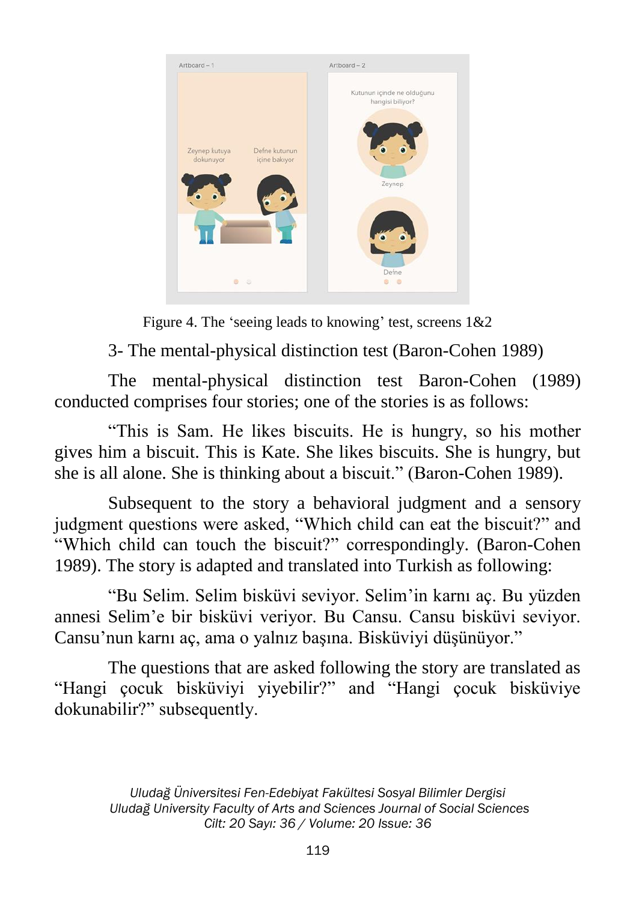Figure 4. The 'seeing leads to knowing' test, screens 1&2

3- The mental-physical distinction test (Baron-Cohen 1989)

The mental-physical distinction test Baron-Cohen (1989) conducted comprises four stories; one of the stories is as follows:

"This is Sam. He likes biscuits. He is hungry, so his mother gives him a biscuit. This is Kate. She likes biscuits. She is hungry, but she is all alone. She is thinking about a biscuit." (Baron-Cohen 1989).

Subsequent to the story a behavioral judgment and a sensory judgment questions were asked, "Which child can eat the biscuit?" and "Which child can touch the biscuit?" correspondingly. (Baron-Cohen 1989). The story is adapted and translated into Turkish as following:

"Bu Selim. Selim bisküvi seviyor. Selim'in karnı aç. Bu yüzden annesi Selim'e bir bisküvi veriyor. Bu Cansu. Cansu bisküvi seviyor. Cansu'nun karnı aç, ama o yalnız başına. Bisküviyi düşünüyor."

The questions that are asked following the story are translated as "Hangi çocuk bisküviyi yiyebilir?" and "Hangi çocuk bisküviye dokunabilir?" subsequently.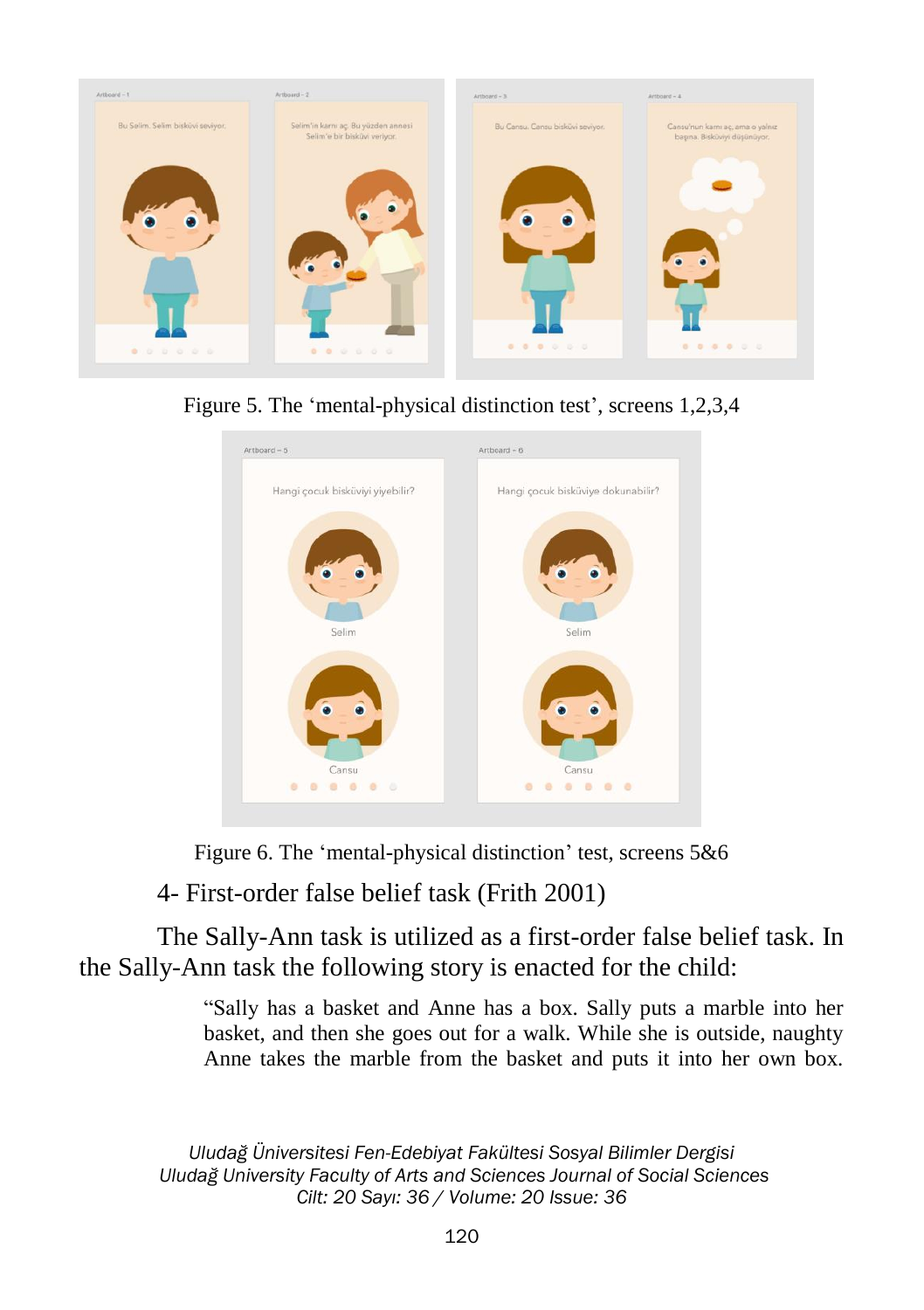Figure 5. The 'mental-physical distinction test', screens 1,2,3,4

Figure 6. The 'mental-physical distinction' test, screens 5&6

4- First-order false belief task (Frith 2001)

The Sally-Ann task is utilized as a first-order false belief task. In the Sally-Ann task the following story is enacted for the child:

> "Sally has a basket and Anne has a box. Sally puts a marble into her basket, and then she goes out for a walk. While she is outside, naughty Anne takes the marble from the basket and puts it into her own box.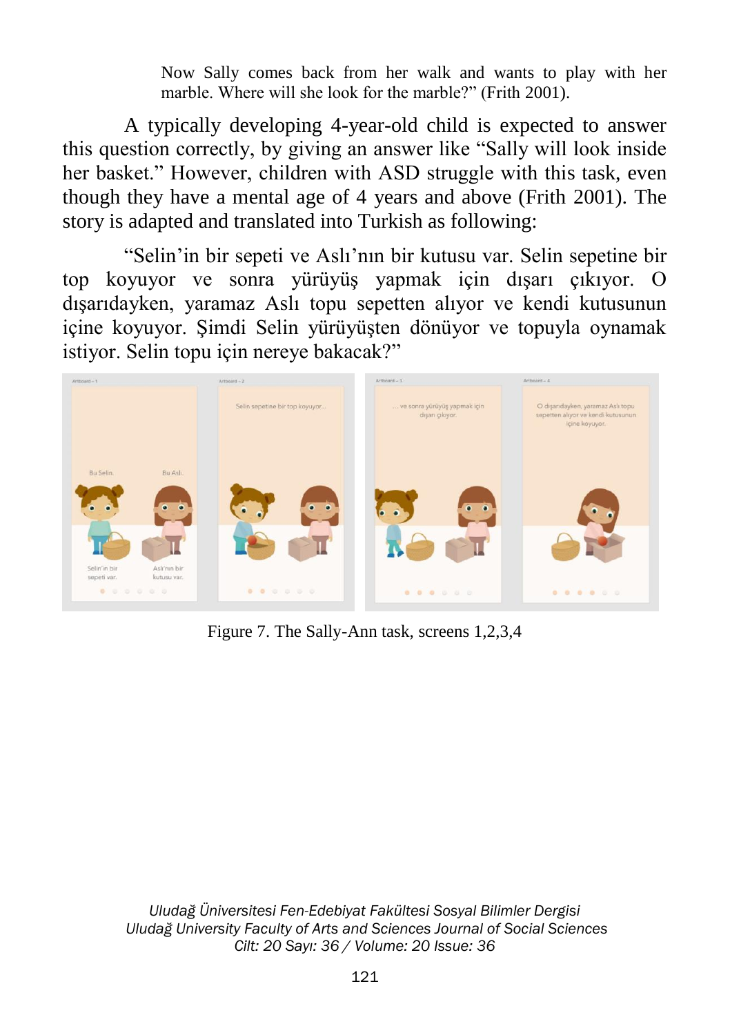Now Sally comes back from her walk and wants to play with her marble. Where will she look for the marble?" (Frith 2001).

A typically developing 4-year-old child is expected to answer this question correctly, by giving an answer like "Sally will look inside her basket." However, children with ASD struggle with this task, even though they have a mental age of 4 years and above (Frith 2001). The story is adapted and translated into Turkish as following:

"Selin'in bir sepeti ve Aslı'nın bir kutusu var. Selin sepetine bir top koyuyor ve sonra yürüyüş yapmak için dışarı çıkıyor. O dışarıdayken, yaramaz Aslı topu sepetten alıyor ve kendi kutusunun içine koyuyor. Şimdi Selin yürüyüşten dönüyor ve topuyla oynamak istiyor. Selin topu için nereye bakacak?"

Figure 7. The Sally-Ann task, screens 1,2,3,4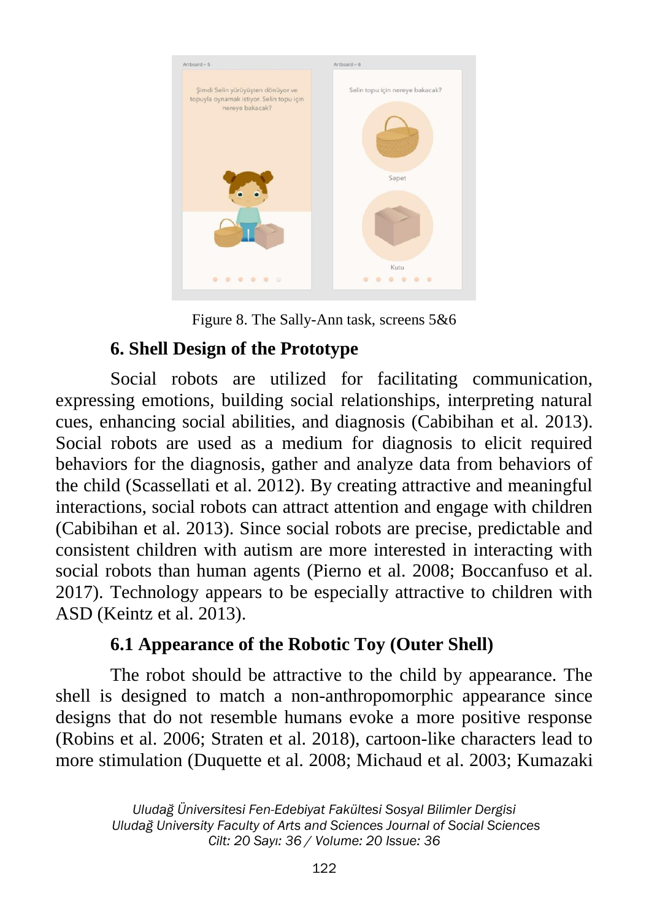Figure 8. The Sally-Ann task, screens 5&6

## 6. Shell Design of the Prototype

Social robots are utilized for facilitating communication, expressing emotions, building social relationships, interpreting natural cues, enhancing social abilities, and diagnosis (Cabibihan et al. 2013). Social robots are used as a medium for diagnosis to elicit required behaviors for the diagnosis, gather and analyze data from behaviors of the child (Scassellati et al. 2012). By creating attractive and meaningful interactions, social robots can attract attention and engage with children (Cabibihan et al. 2013). Since social robots are precise, predictable and consistent children with autism are more interested in interacting with social robots than human agents (Pierno et al. 2008; Boccanfuso et al. 2017). Technology appears to be especially attractive to children with ASD (Keintz et al. 2013).

### 6.1 Appearance of the Robotic Toy (Outer Shell)

The robot should be attractive to the child by appearance. The shell is designed to match a non-anthropomorphic appearance since designs that do not resemble humans evoke a more positive response (Robins et al. 2006; Straten et al. 2018), cartoon-like characters lead to more stimulation (Duquette et al. 2008; Michaud et al. 2003; Kumazaki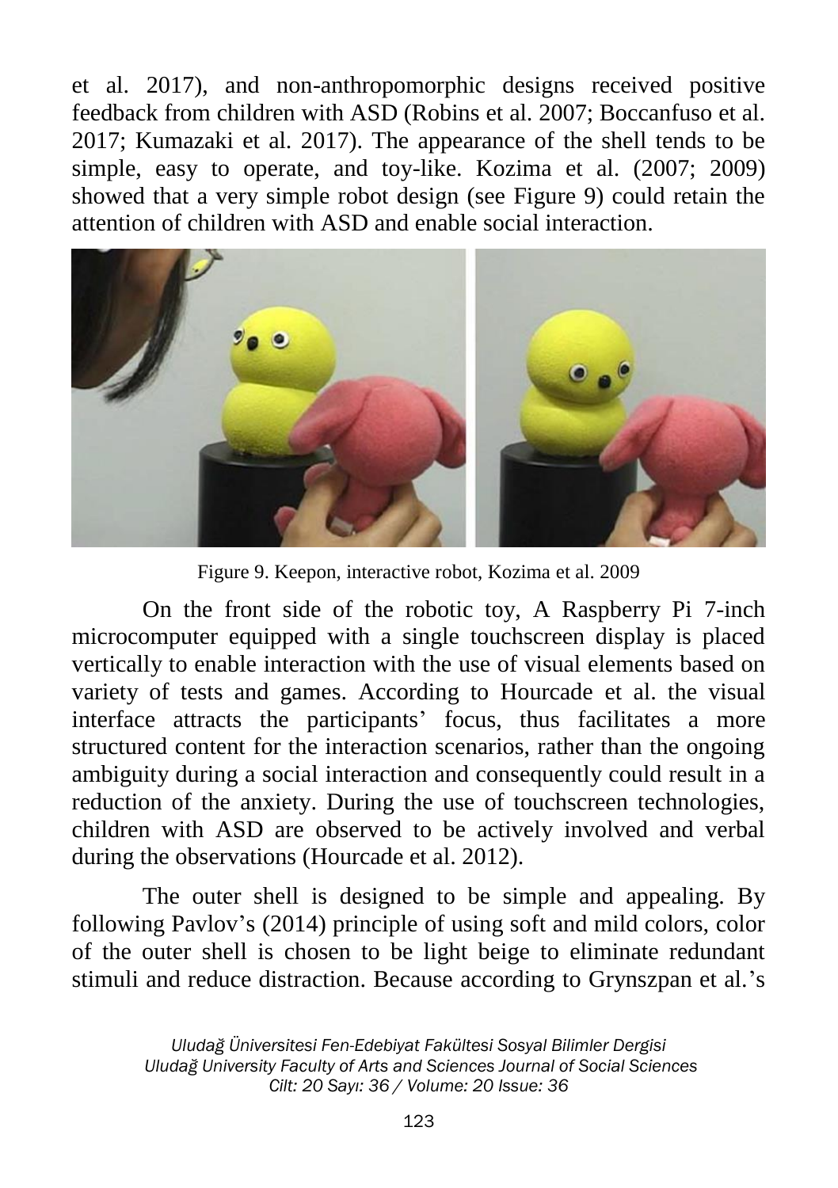et al. 2017), and non-anthropomorphic designs received positive feedback from children with ASD (Robins et al. 2007; Boccanfuso et al. 2017; Kumazaki et al. 2017). The appearance of the shell tends to be simple, easy to operate, and toy-like. Kozima et al. (2007; 2009) showed that a very simple robot design (see Figure 9) could retain the attention of children with ASD and enable social interaction.

Figure 9. Keepon, interactive robot, Kozima et al. 2009

On the front side of the robotic toy, A Raspberry Pi 7-inch microcomputer equipped with a single touchscreen display is placed vertically to enable interaction with the use of visual elements based on variety of tests and games. According to Hourcade et al. the visual interface attracts the participants' focus, thus facilitates a more structured content for the interaction scenarios, rather than the ongoing ambiguity during a social interaction and consequently could result in a reduction of the anxiety. During the use of touchscreen technologies, children with ASD are observed to be actively involved and verbal during the observations (Hourcade et al. 2012).

The outer shell is designed to be simple and appealing. By following Pavlov's (2014) principle of using soft and mild colors, color of the outer shell is chosen to be light beige to eliminate redundant stimuli and reduce distraction. Because according to Grynszpan et al.'s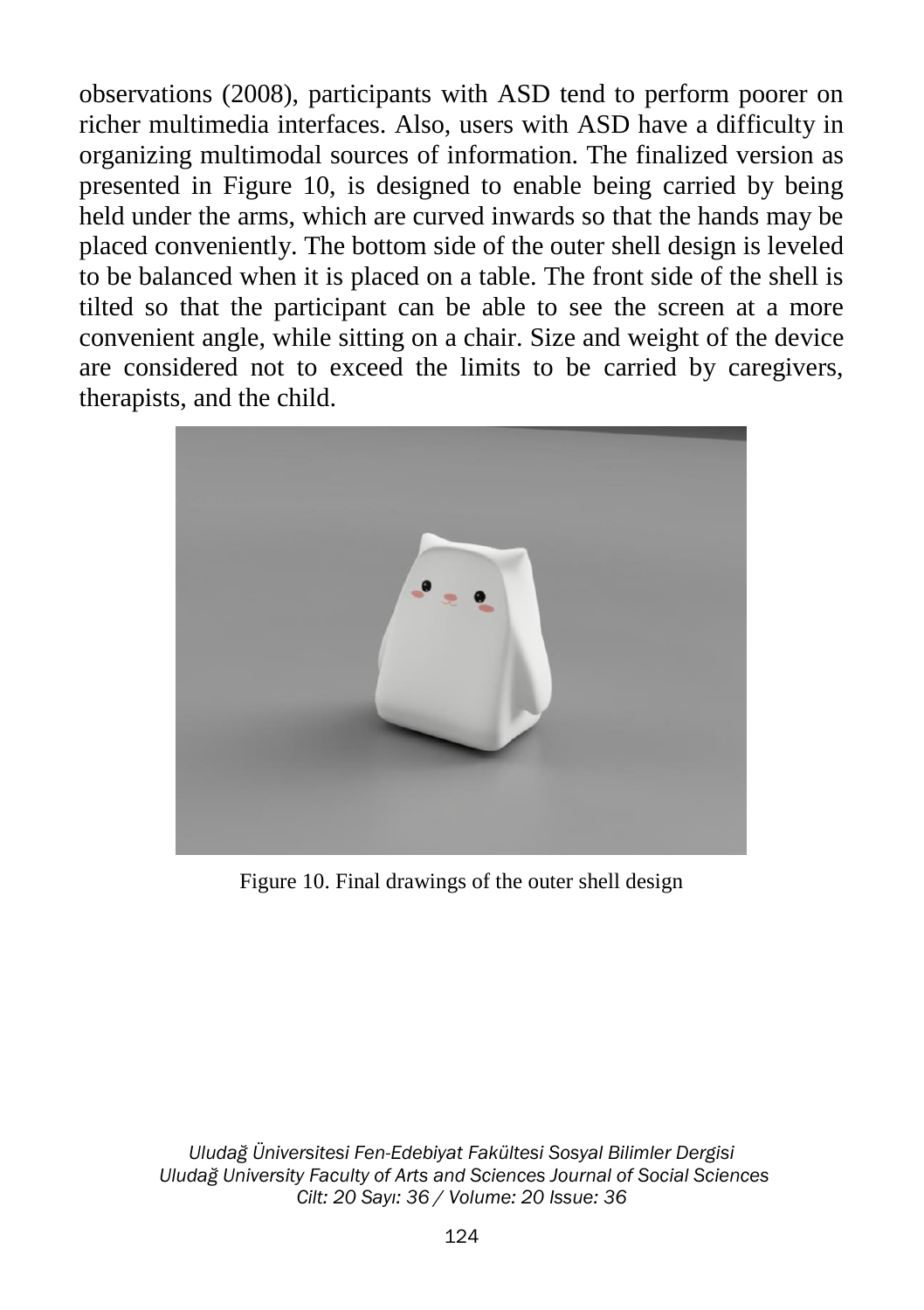observations (2008), participants with ASD tend to perform poorer on richer multimedia interfaces. Also, users with ASD have a difficulty in organizing multimodal sources of information. The finalized version as presented in Figure 10, is designed to enable being carried by being held under the arms, which are curved inwards so that the hands may be placed conveniently. The bottom side of the outer shell design is leveled to be balanced when it is placed on a table. The front side of the shell is tilted so that the participant can be able to see the screen at a more convenient angle, while sitting on a chair. Size and weight of the device are considered not to exceed the limits to be carried by caregivers, therapists, and the child.

Figure 10. Final drawings of the outer shell design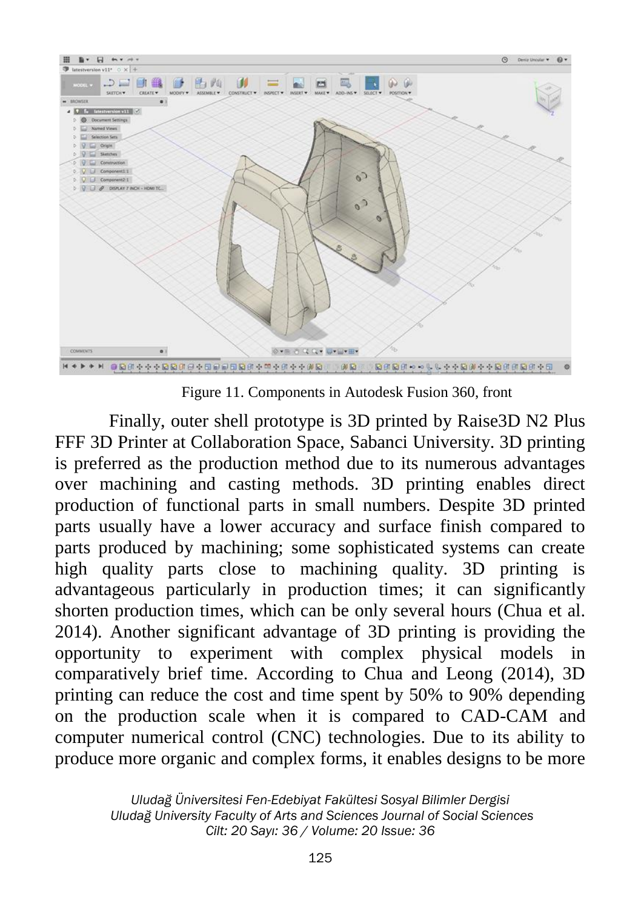Figure 11. Components in Autodesk Fusion 360, front

Finally, outer shell prototype is 3D printed by Raise3D N2 Plus FFF 3D Printer at Collaboration Space, Sabanci University. 3D printing is preferred as the production method due to its numerous advantages over machining and casting methods. 3D printing enables direct production of functional parts in small numbers. Despite 3D printed parts usually have a lower accuracy and surface finish compared to parts produced by machining; some sophisticated systems can create high quality parts close to machining quality. 3D printing is advantageous particularly in production times; it can significantly shorten production times, which can be only several hours (Chua et al. 2014). Another significant advantage of 3D printing is providing the opportunity to experiment with complex physical models in comparatively brief time. According to Chua and Leong (2014), 3D printing can reduce the cost and time spent by 50% to 90% depending on the production scale when it is compared to CAD-CAM and computer numerical control (CNC) technologies. Due to its ability to produce more organic and complex forms, it enables designs to be more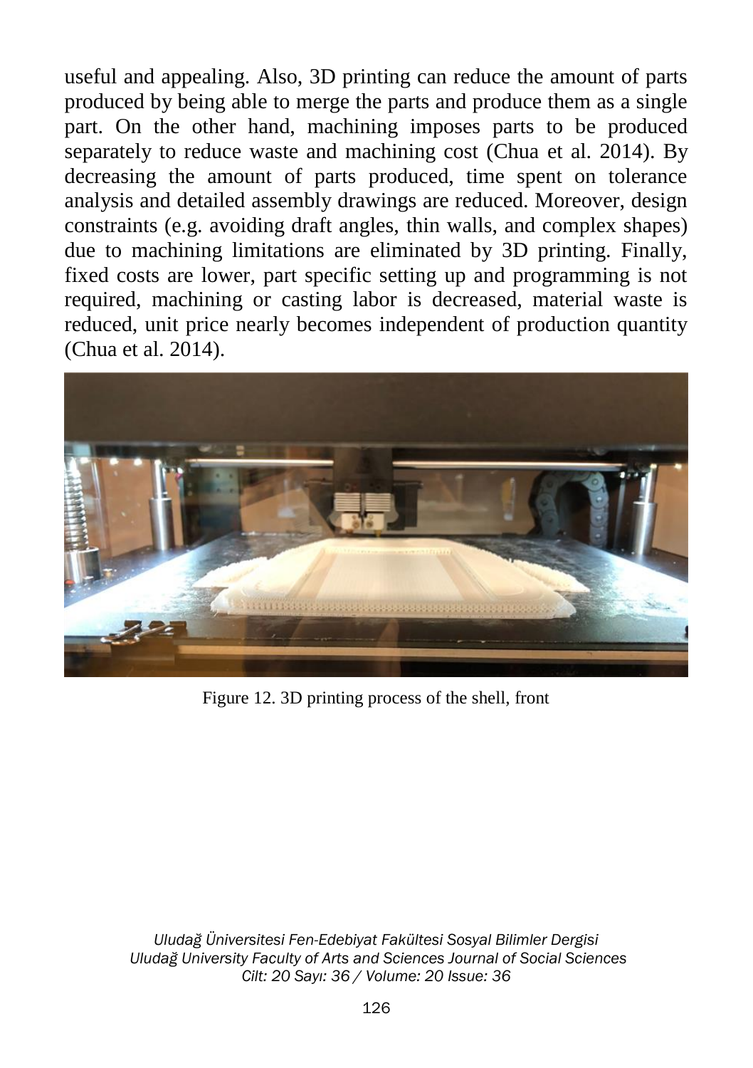useful and appealing. Also, 3D printing can reduce the amount of parts produced by being able to merge the parts and produce them as a single part. On the other hand, machining imposes parts to be produced separately to reduce waste and machining cost (Chua et al. 2014). By decreasing the amount of parts produced, time spent on tolerance analysis and detailed assembly drawings are reduced. Moreover, design constraints (e.g. avoiding draft angles, thin walls, and complex shapes) due to machining limitations are eliminated by 3D printing. Finally, fixed costs are lower, part specific setting up and programming is not required, machining or casting labor is decreased, material waste is reduced, unit price nearly becomes independent of production quantity (Chua et al. 2014).

Figure 12. 3D printing process of the shell, front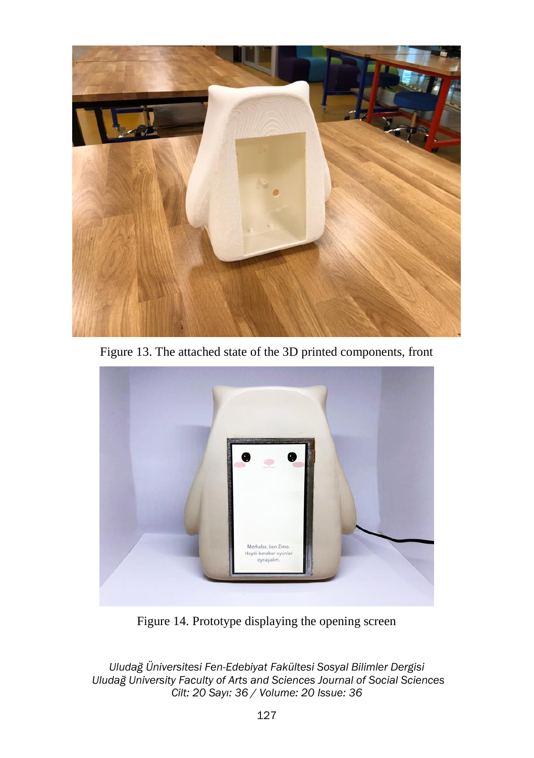Figure 13. The attached state of the 3D printed components, front

Figure 14. Prototype displaying the opening screen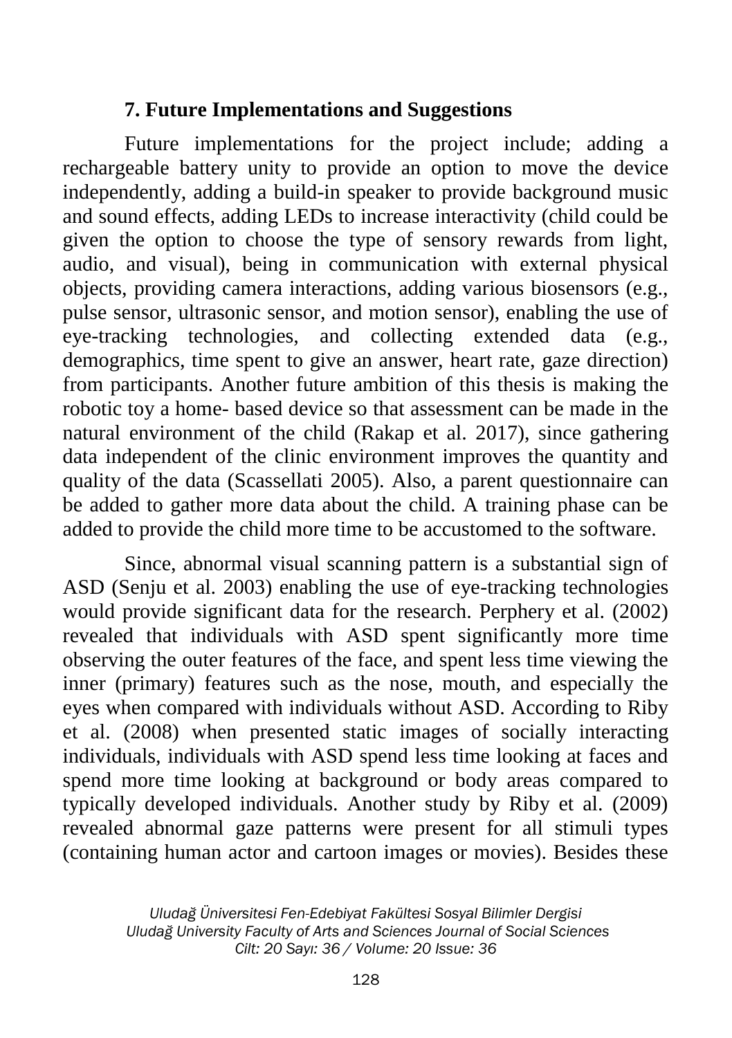## 7. Future Implementations and Suggestions

Future implementations for the project include; adding a rechargeable battery unity to provide an option to move the device independently, adding a build-in speaker to provide background music and sound effects, adding LEDs to increase interactivity (child could be given the option to choose the type of sensory rewards from light, audio, and visual), being in communication with external physical objects, providing camera interactions, adding various biosensors (e.g., pulse sensor, ultrasonic sensor, and motion sensor), enabling the use of eye-tracking technologies, and collecting extended data (e.g., demographics, time spent to give an answer, heart rate, gaze direction) from participants. Another future ambition of this thesis is making the robotic toy a home- based device so that assessment can be made in the natural environment of the child (Rakap et al. 2017), since gathering data independent of the clinic environment improves the quantity and quality of the data (Scassellati 2005). Also, a parent questionnaire can be added to gather more data about the child. A training phase can be added to provide the child more time to be accustomed to the software.

Since, abnormal visual scanning pattern is a substantial sign of ASD (Senju et al. 2003) enabling the use of eye-tracking technologies would provide significant data for the research. Perphery et al. (2002) revealed that individuals with ASD spent significantly more time observing the outer features of the face, and spent less time viewing the inner (primary) features such as the nose, mouth, and especially the eyes when compared with individuals without ASD. According to Riby et al. (2008) when presented static images of socially interacting individuals, individuals with ASD spend less time looking at faces and spend more time looking at background or body areas compared to typically developed individuals. Another study by Riby et al. (2009) revealed abnormal gaze patterns were present for all stimuli types (containing human actor and cartoon images or movies). Besides these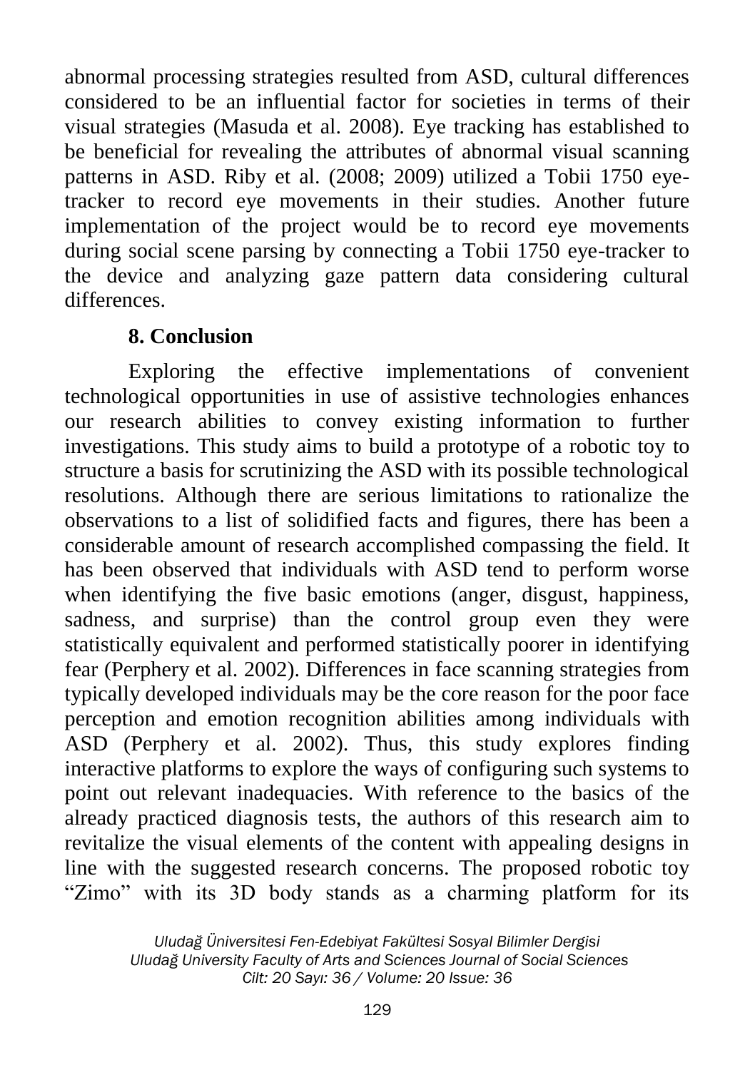abnormal processing strategies resulted from ASD, cultural differences considered to be an influential factor for societies in terms of their visual strategies (Masuda et al. 2008). Eye tracking has established to be beneficial for revealing the attributes of abnormal visual scanning patterns in ASD. Riby et al. (2008; 2009) utilized a Tobii 1750 eye-tracker to record eye movements in their studies. Another future implementation of the project would be to record eye movements during social scene parsing by connecting a Tobii 1750 eye-tracker to the device and analyzing gaze pattern data considering cultural differences.

## 8. Conclusion

Exploring the effective implementations of convenient technological opportunities in use of assistive technologies enhances our research abilities to convey existing information to further investigations. This study aims to build a prototype of a robotic toy to structure a basis for scrutinizing the ASD with its possible technological resolutions. Although there are serious limitations to rationalize the observations to a list of solidified facts and figures, there has been a considerable amount of research accomplished compassing the field. It has been observed that individuals with ASD tend to perform worse when identifying the five basic emotions (anger, disgust, happiness, sadness, and surprise) than the control group even they were statistically equivalent and performed statistically poorer in identifying fear (Perphery et al. 2002). Differences in face scanning strategies from typically developed individuals may be the core reason for the poor face perception and emotion recognition abilities among individuals with ASD (Perphery et al. 2002). Thus, this study explores finding interactive platforms to explore the ways of configuring such systems to point out relevant inadequacies. With reference to the basics of the already practiced diagnosis tests, the authors of this research aim to revitalize the visual elements of the content with appealing designs in line with the suggested research concerns. The proposed robotic toy "Zimo" with its 3D body stands as a charming platform for its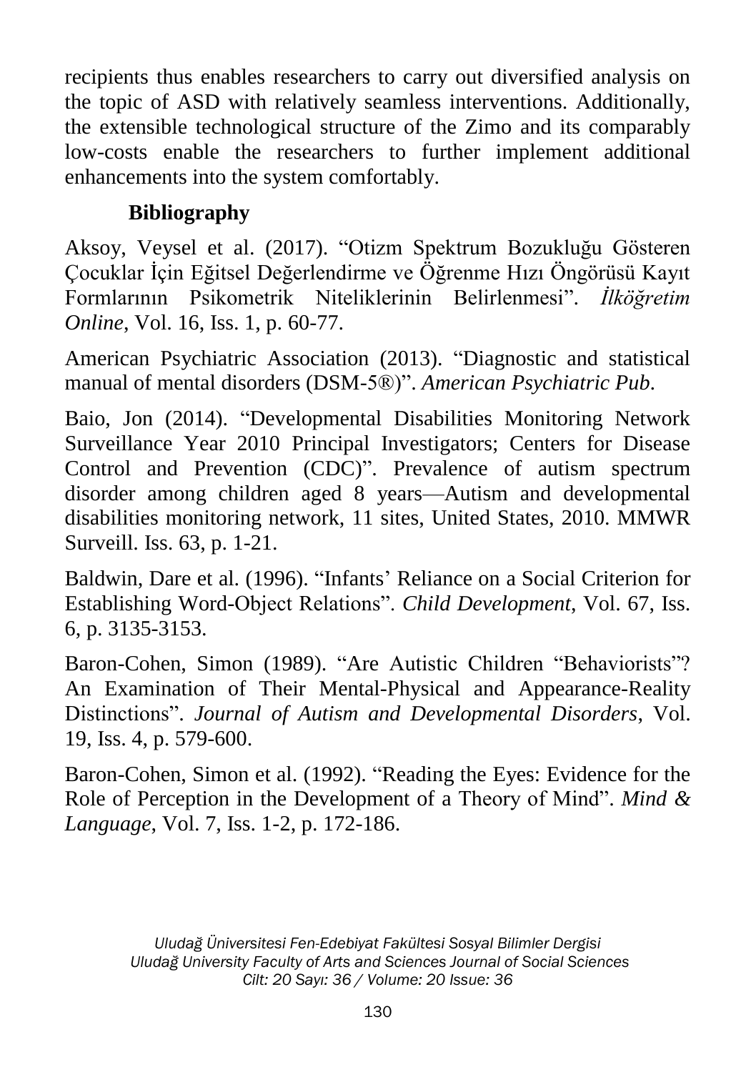recipients thus enables researchers to carry out diversified analysis on the topic of ASD with relatively seamless interventions. Additionally, the extensible technological structure of the Zimo and its comparably low-costs enable the researchers to further implement additional enhancements into the system comfortably.

## Bibliography

Aksoy, Veysel et al. (2017). "Otizm Spektrum Bozukluğu Gösteren Çocuklar İçin Eğitsel Değerlendirme ve Öğrenme Hızı Öngörüsü Kayıt Formlarının Psikometrik Niteliklerinin Belirlenmesi". *İlköğretim Online*, Vol. 16, Iss. 1, p. 60-77.

American Psychiatric Association (2013). "Diagnostic and statistical manual of mental disorders (DSM-5®)". *American Psychiatric Pub*.

Baio, Jon (2014). "Developmental Disabilities Monitoring Network Surveillance Year 2010 Principal Investigators; Centers for Disease Control and Prevention (CDC)". Prevalence of autism spectrum disorder among children aged 8 years—Autism and developmental disabilities monitoring network, 11 sites, United States, 2010. MMWR Surveill. Iss. 63, p. 1-21.

Baldwin, Dare et al. (1996). "Infants' Reliance on a Social Criterion for Establishing Word-Object Relations". *Child Development*, Vol. 67, Iss. 6, p. 3135-3153.

Baron-Cohen, Simon (1989). "Are Autistic Children "Behaviorists"? An Examination of Their Mental-Physical and Appearance-Reality Distinctions". *Journal of Autism and Developmental Disorders*, Vol. 19, Iss. 4, p. 579-600.

Baron-Cohen, Simon et al. (1992). "Reading the Eyes: Evidence for the Role of Perception in the Development of a Theory of Mind". *Mind & Language*, Vol. 7, Iss. 1-2, p. 172-186.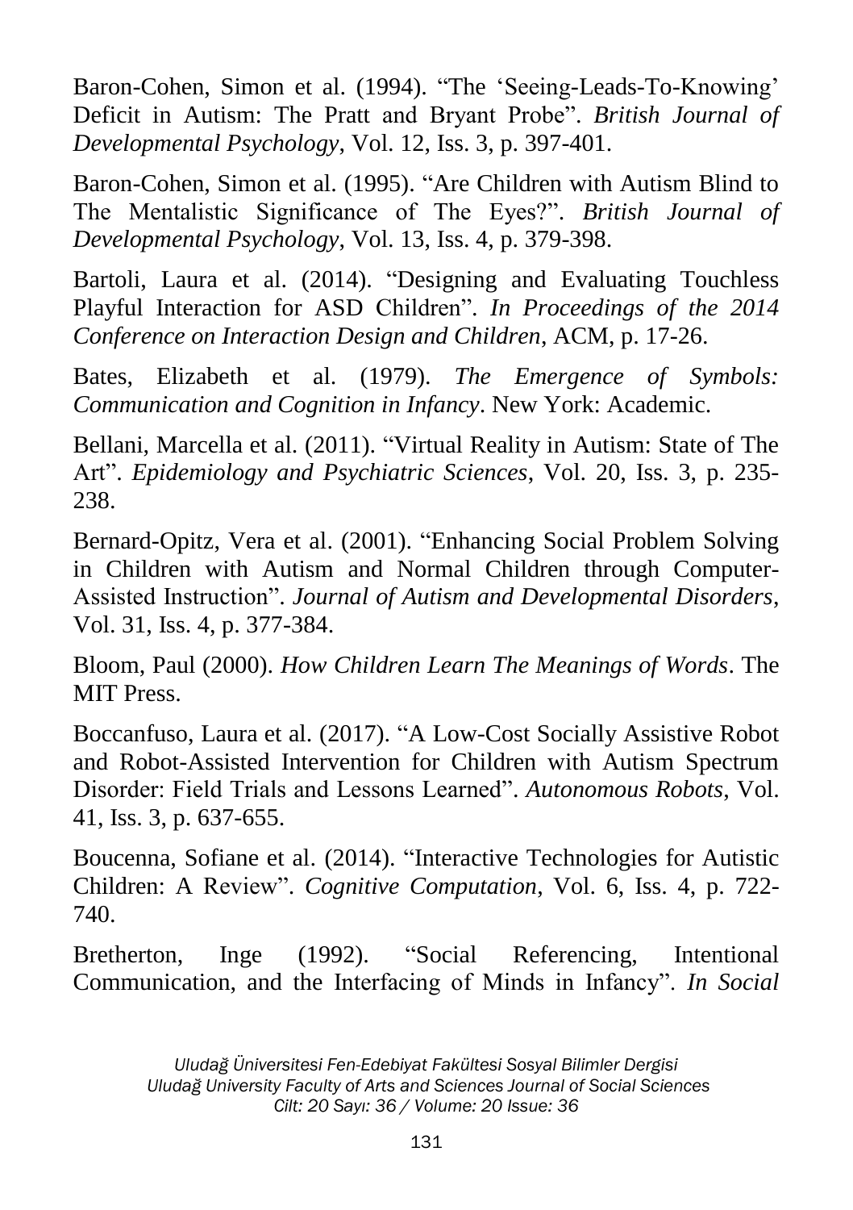Baron-Cohen, Simon et al. (1994). “The ‘Seeing-Leads-To-Knowing’ Deficit in Autism: The Pratt and Bryant Probe”. *British Journal of Developmental Psychology*, Vol. 12, Iss. 3, p. 397-401.

Baron-Cohen, Simon et al. (1995). “Are Children with Autism Blind to The Mentalistic Significance of The Eyes?”. *British Journal of Developmental Psychology*, Vol. 13, Iss. 4, p. 379-398.

Bartoli, Laura et al. (2014). “Designing and Evaluating Touchless Playful Interaction for ASD Children”. *In Proceedings of the 2014 Conference on Interaction Design and Children*, ACM, p. 17-26.

Bates, Elizabeth et al. (1979). *The Emergence of Symbols: Communication and Cognition in Infancy*. New York: Academic.

Bellani, Marcella et al. (2011). “Virtual Reality in Autism: State of The Art”. *Epidemiology and Psychiatric Sciences*, Vol. 20, Iss. 3, p. 235-238.

Bernard-Opitz, Vera et al. (2001). “Enhancing Social Problem Solving in Children with Autism and Normal Children through Computer-Assisted Instruction”. *Journal of Autism and Developmental Disorders*, Vol. 31, Iss. 4, p. 377-384.

Bloom, Paul (2000). *How Children Learn The Meanings of Words*. The MIT Press.

Boccanfuso, Laura et al. (2017). “A Low-Cost Socially Assistive Robot and Robot-Assisted Intervention for Children with Autism Spectrum Disorder: Field Trials and Lessons Learned”. *Autonomous Robots*, Vol. 41, Iss. 3, p. 637-655.

Boucenna, Sofiane et al. (2014). “Interactive Technologies for Autistic Children: A Review”. *Cognitive Computation*, Vol. 6, Iss. 4, p. 722-740.

Bretherton, Inge (1992). “Social Referencing, Intentional Communication, and the Interfacing of Minds in Infancy”. *In Social*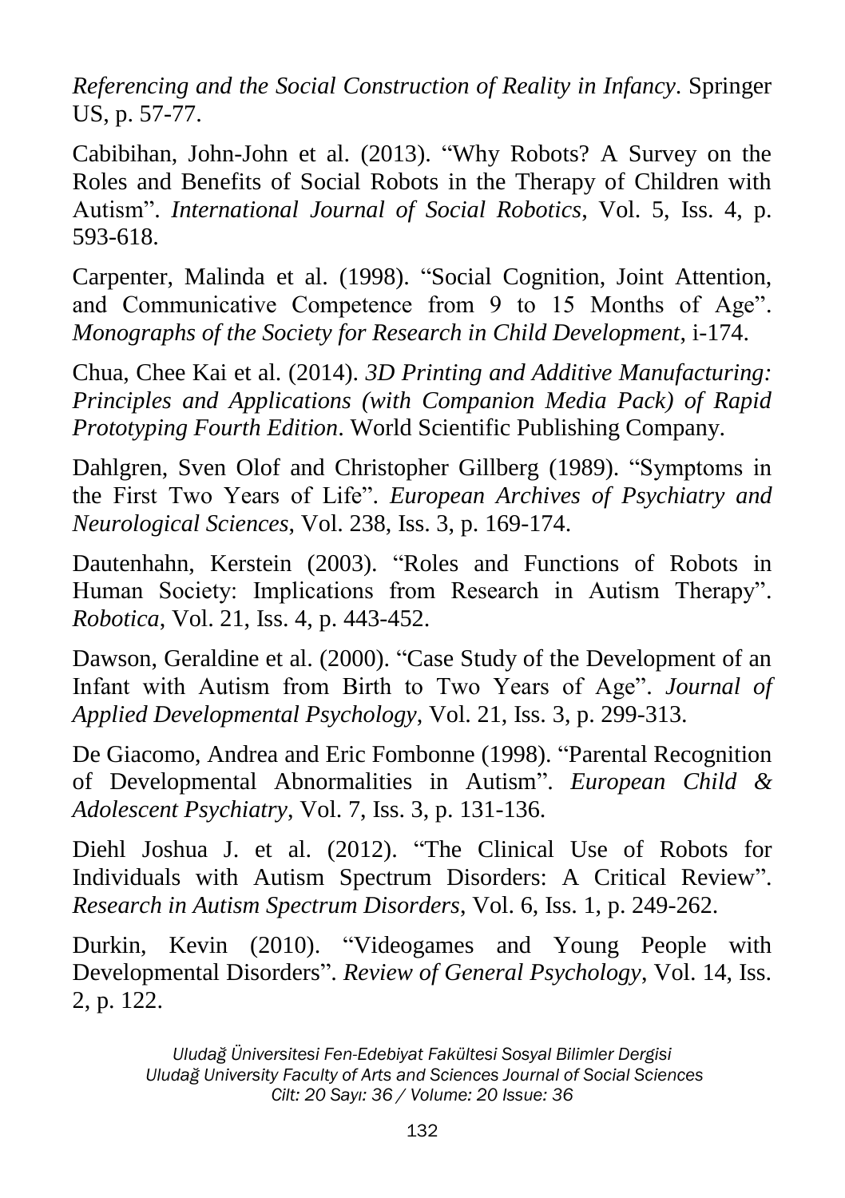*Referencing and the Social Construction of Reality in Infancy*. Springer US, p. 57-77.

Cabibihan, John-John et al. (2013). "Why Robots? A Survey on the Roles and Benefits of Social Robots in the Therapy of Children with Autism". *International Journal of Social Robotics*, Vol. 5, Iss. 4, p. 593-618.

Carpenter, Malinda et al. (1998). "Social Cognition, Joint Attention, and Communicative Competence from 9 to 15 Months of Age". *Monographs of the Society for Research in Child Development*, i-174.

Chua, Chee Kai et al. (2014). *3D Printing and Additive Manufacturing: Principles and Applications (with Companion Media Pack) of Rapid Prototyping Fourth Edition*. World Scientific Publishing Company.

Dahlgren, Sven Olof and Christopher Gillberg (1989). "Symptoms in the First Two Years of Life". *European Archives of Psychiatry and Neurological Sciences*, Vol. 238, Iss. 3, p. 169-174.

Dautenhahn, Kerstein (2003). "Roles and Functions of Robots in Human Society: Implications from Research in Autism Therapy". *Robotica*, Vol. 21, Iss. 4, p. 443-452.

Dawson, Geraldine et al. (2000). "Case Study of the Development of an Infant with Autism from Birth to Two Years of Age". *Journal of Applied Developmental Psychology*, Vol. 21, Iss. 3, p. 299-313.

De Giacomo, Andrea and Eric Fombonne (1998). "Parental Recognition of Developmental Abnormalities in Autism". *European Child & Adolescent Psychiatry*, Vol. 7, Iss. 3, p. 131-136.

Diehl Joshua J. et al. (2012). "The Clinical Use of Robots for Individuals with Autism Spectrum Disorders: A Critical Review". *Research in Autism Spectrum Disorders*, Vol. 6, Iss. 1, p. 249-262.

Durkin, Kevin (2010). "Videogames and Young People with Developmental Disorders". *Review of General Psychology*, Vol. 14, Iss. 2, p. 122.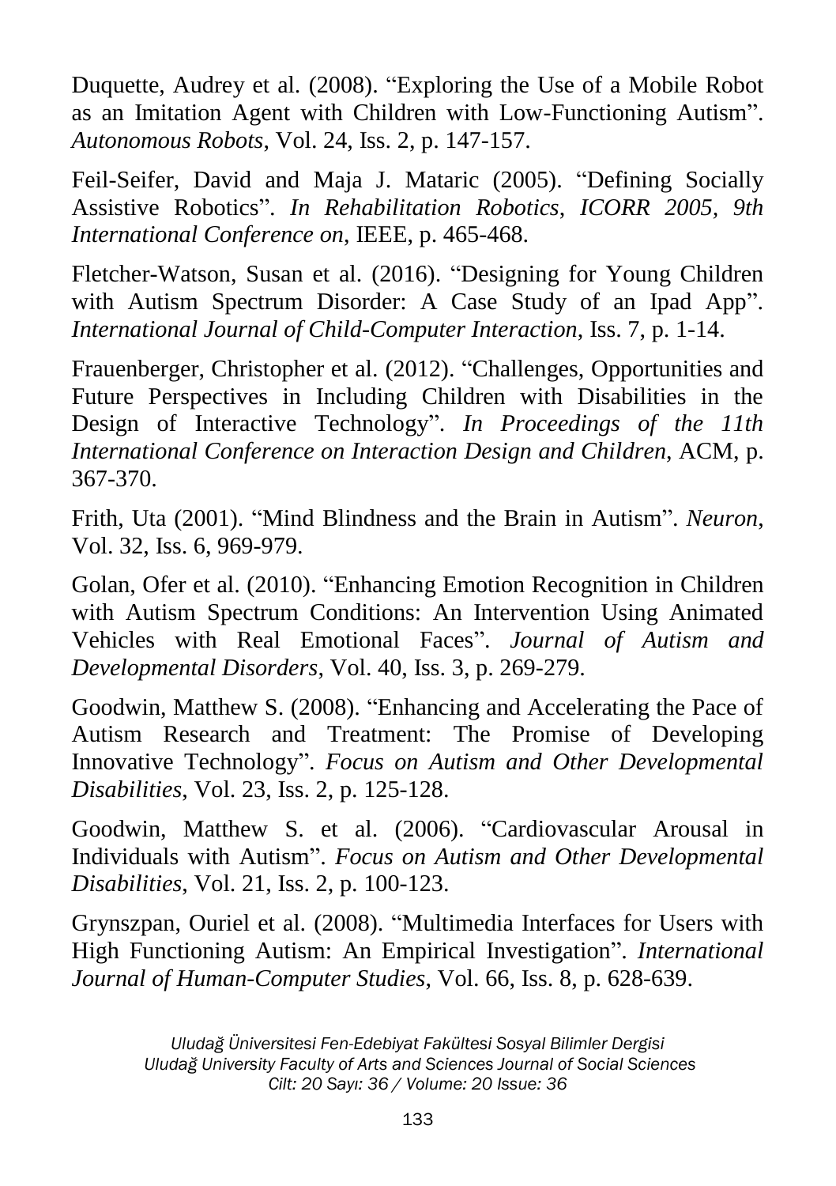Duquette, Audrey et al. (2008). “Exploring the Use of a Mobile Robot as an Imitation Agent with Children with Low-Functioning Autism”. *Autonomous Robots*, Vol. 24, Iss. 2, p. 147-157.

Feil-Seifer, David and Maja J. Mataric (2005). “Defining Socially Assistive Robotics”. *In Rehabilitation Robotics, ICORR 2005, 9th International Conference on*, IEEE, p. 465-468.

Fletcher-Watson, Susan et al. (2016). “Designing for Young Children with Autism Spectrum Disorder: A Case Study of an Ipad App”. *International Journal of Child-Computer Interaction*, Iss. 7, p. 1-14.

Frauenberger, Christopher et al. (2012). “Challenges, Opportunities and Future Perspectives in Including Children with Disabilities in the Design of Interactive Technology”. *In Proceedings of the 11th International Conference on Interaction Design and Children*, ACM, p. 367-370.

Frith, Uta (2001). “Mind Blindness and the Brain in Autism”. *Neuron*, Vol. 32, Iss. 6, 969-979.

Golan, Ofer et al. (2010). “Enhancing Emotion Recognition in Children with Autism Spectrum Conditions: An Intervention Using Animated Vehicles with Real Emotional Faces”. *Journal of Autism and Developmental Disorders*, Vol. 40, Iss. 3, p. 269-279.

Goodwin, Matthew S. (2008). “Enhancing and Accelerating the Pace of Autism Research and Treatment: The Promise of Developing Innovative Technology”. *Focus on Autism and Other Developmental Disabilities*, Vol. 23, Iss. 2, p. 125-128.

Goodwin, Matthew S. et al. (2006). “Cardiovascular Arousal in Individuals with Autism”. *Focus on Autism and Other Developmental Disabilities*, Vol. 21, Iss. 2, p. 100-123.

Grynszpan, Ouriel et al. (2008). “Multimedia Interfaces for Users with High Functioning Autism: An Empirical Investigation”. *International Journal of Human-Computer Studies*, Vol. 66, Iss. 8, p. 628-639.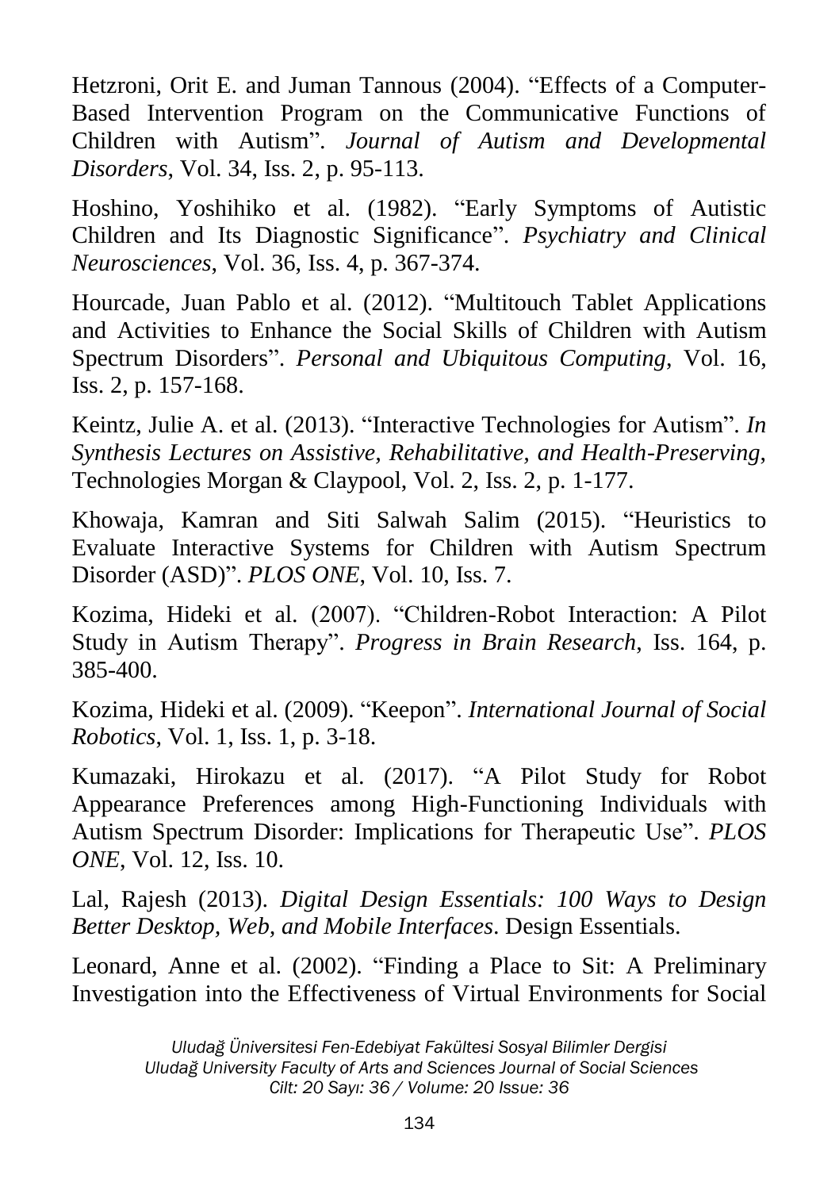Hetzroni, Orit E. and Juman Tannous (2004). "Effects of a Computer-Based Intervention Program on the Communicative Functions of Children with Autism". *Journal of Autism and Developmental Disorders*, Vol. 34, Iss. 2, p. 95-113.

Hoshino, Yoshihiko et al. (1982). "Early Symptoms of Autistic Children and Its Diagnostic Significance". *Psychiatry and Clinical Neurosciences*, Vol. 36, Iss. 4, p. 367-374.

Hourcade, Juan Pablo et al. (2012). "Multitouch Tablet Applications and Activities to Enhance the Social Skills of Children with Autism Spectrum Disorders". *Personal and Ubiquitous Computing*, Vol. 16, Iss. 2, p. 157-168.

Keintz, Julie A. et al. (2013). "Interactive Technologies for Autism". *In Synthesis Lectures on Assistive, Rehabilitative, and Health-Preserving*, Technologies Morgan & Claypool, Vol. 2, Iss. 2, p. 1-177.

Khowaja, Kamran and Siti Salwah Salim (2015). "Heuristics to Evaluate Interactive Systems for Children with Autism Spectrum Disorder (ASD)". *PLOS ONE*, Vol. 10, Iss. 7.

Kozima, Hideki et al. (2007). "Children-Robot Interaction: A Pilot Study in Autism Therapy". *Progress in Brain Research*, Iss. 164, p. 385-400.

Kozima, Hideki et al. (2009). "Keepon". *International Journal of Social Robotics*, Vol. 1, Iss. 1, p. 3-18.

Kumazaki, Hirokazu et al. (2017). "A Pilot Study for Robot Appearance Preferences among High-Functioning Individuals with Autism Spectrum Disorder: Implications for Therapeutic Use". *PLOS ONE*, Vol. 12, Iss. 10.

Lal, Rajesh (2013). *Digital Design Essentials: 100 Ways to Design Better Desktop, Web, and Mobile Interfaces*. Design Essentials.

Leonard, Anne et al. (2002). "Finding a Place to Sit: A Preliminary Investigation into the Effectiveness of Virtual Environments for Social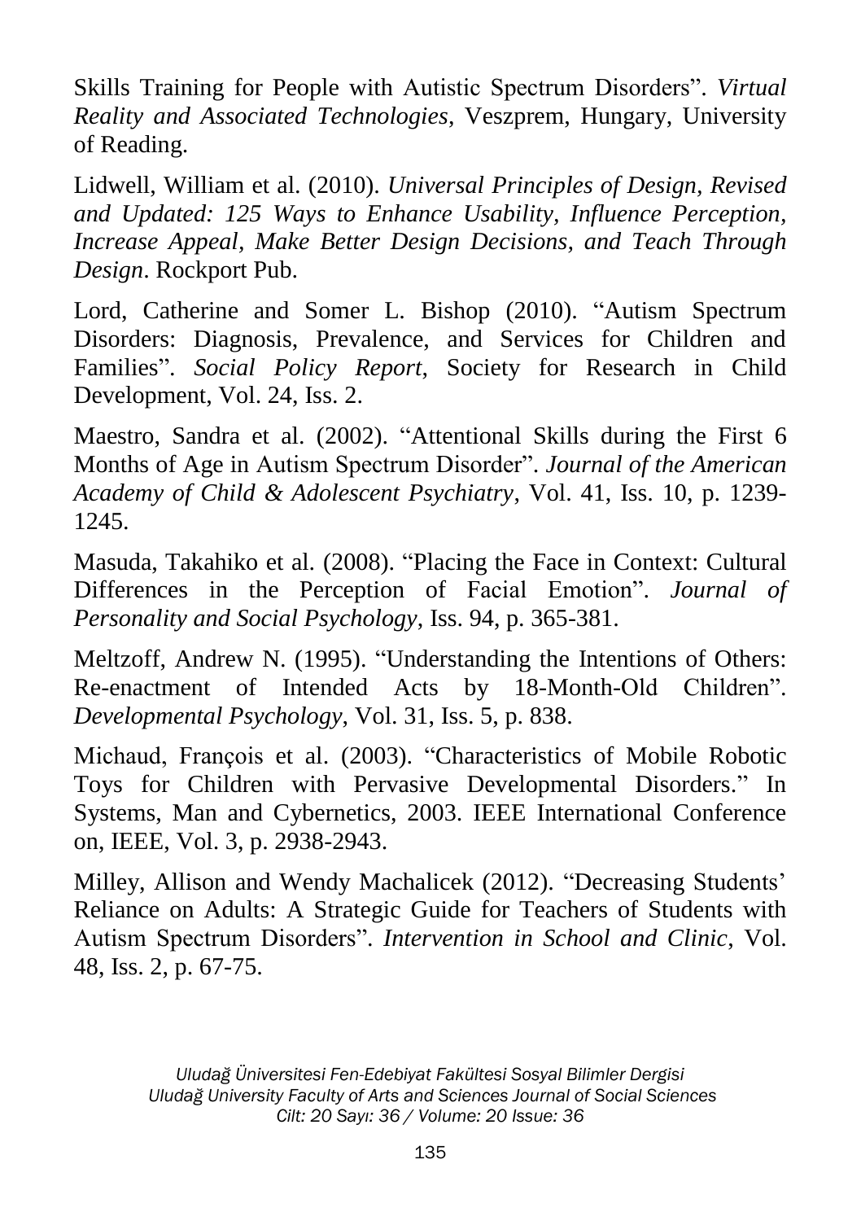Skills Training for People with Autistic Spectrum Disorders”. *Virtual Reality and Associated Technologies*, Veszprem, Hungary, University of Reading.

Lidwell, William et al. (2010). *Universal Principles of Design, Revised and Updated: 125 Ways to Enhance Usability, Influence Perception, Increase Appeal, Make Better Design Decisions, and Teach Through Design*. Rockport Pub.

Lord, Catherine and Somer L. Bishop (2010). “Autism Spectrum Disorders: Diagnosis, Prevalence, and Services for Children and Families”. *Social Policy Report*, Society for Research in Child Development, Vol. 24, Iss. 2.

Maestro, Sandra et al. (2002). “Attentional Skills during the First 6 Months of Age in Autism Spectrum Disorder”. *Journal of the American Academy of Child & Adolescent Psychiatry*, Vol. 41, Iss. 10, p. 1239-1245.

Masuda, Takahiko et al. (2008). “Placing the Face in Context: Cultural Differences in the Perception of Facial Emotion”. *Journal of Personality and Social Psychology*, Iss. 94, p. 365-381.

Meltzoff, Andrew N. (1995). “Understanding the Intentions of Others: Re-enactment of Intended Acts by 18-Month-Old Children”. *Developmental Psychology*, Vol. 31, Iss. 5, p. 838.

Michaud, François et al. (2003). “Characteristics of Mobile Robotic Toys for Children with Pervasive Developmental Disorders.” In Systems, Man and Cybernetics, 2003. IEEE International Conference on, IEEE, Vol. 3, p. 2938-2943.

Milley, Allison and Wendy Machalicek (2012). “Decreasing Students’ Reliance on Adults: A Strategic Guide for Teachers of Students with Autism Spectrum Disorders”. *Intervention in School and Clinic*, Vol. 48, Iss. 2, p. 67-75.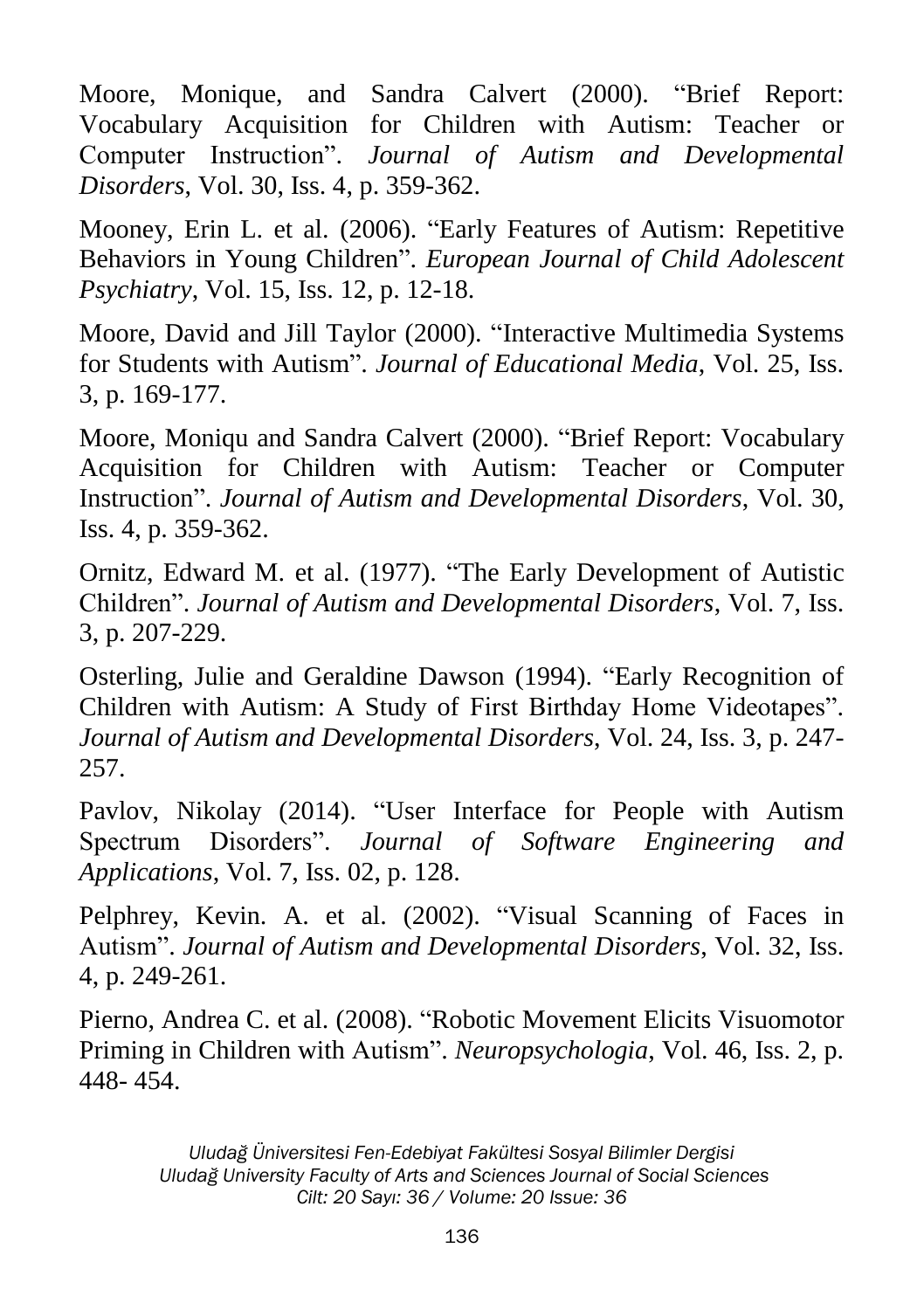Moore, Monique, and Sandra Calvert (2000). “Brief Report: Vocabulary Acquisition for Children with Autism: Teacher or Computer Instruction”. *Journal of Autism and Developmental Disorders*, Vol. 30, Iss. 4, p. 359-362.

Mooney, Erin L. et al. (2006). “Early Features of Autism: Repetitive Behaviors in Young Children”. *European Journal of Child Adolescent Psychiatry*, Vol. 15, Iss. 12, p. 12-18.

Moore, David and Jill Taylor (2000). “Interactive Multimedia Systems for Students with Autism”. *Journal of Educational Media*, Vol. 25, Iss. 3, p. 169-177.

Moore, Moniqu and Sandra Calvert (2000). “Brief Report: Vocabulary Acquisition for Children with Autism: Teacher or Computer Instruction”. *Journal of Autism and Developmental Disorders*, Vol. 30, Iss. 4, p. 359-362.

Ornitz, Edward M. et al. (1977). “The Early Development of Autistic Children”. *Journal of Autism and Developmental Disorders*, Vol. 7, Iss. 3, p. 207-229.

Osterling, Julie and Geraldine Dawson (1994). “Early Recognition of Children with Autism: A Study of First Birthday Home Videotapes”. *Journal of Autism and Developmental Disorders*, Vol. 24, Iss. 3, p. 247-257.

Pavlov, Nikolay (2014). “User Interface for People with Autism Spectrum Disorders”. *Journal of Software Engineering and Applications*, Vol. 7, Iss. 02, p. 128.

Pelphrey, Kevin. A. et al. (2002). “Visual Scanning of Faces in Autism”. *Journal of Autism and Developmental Disorders*, Vol. 32, Iss. 4, p. 249-261.

Pierno, Andrea C. et al. (2008). “Robotic Movement Elicits Visuomotor Priming in Children with Autism”. *Neuropsychologia*, Vol. 46, Iss. 2, p. 448- 454.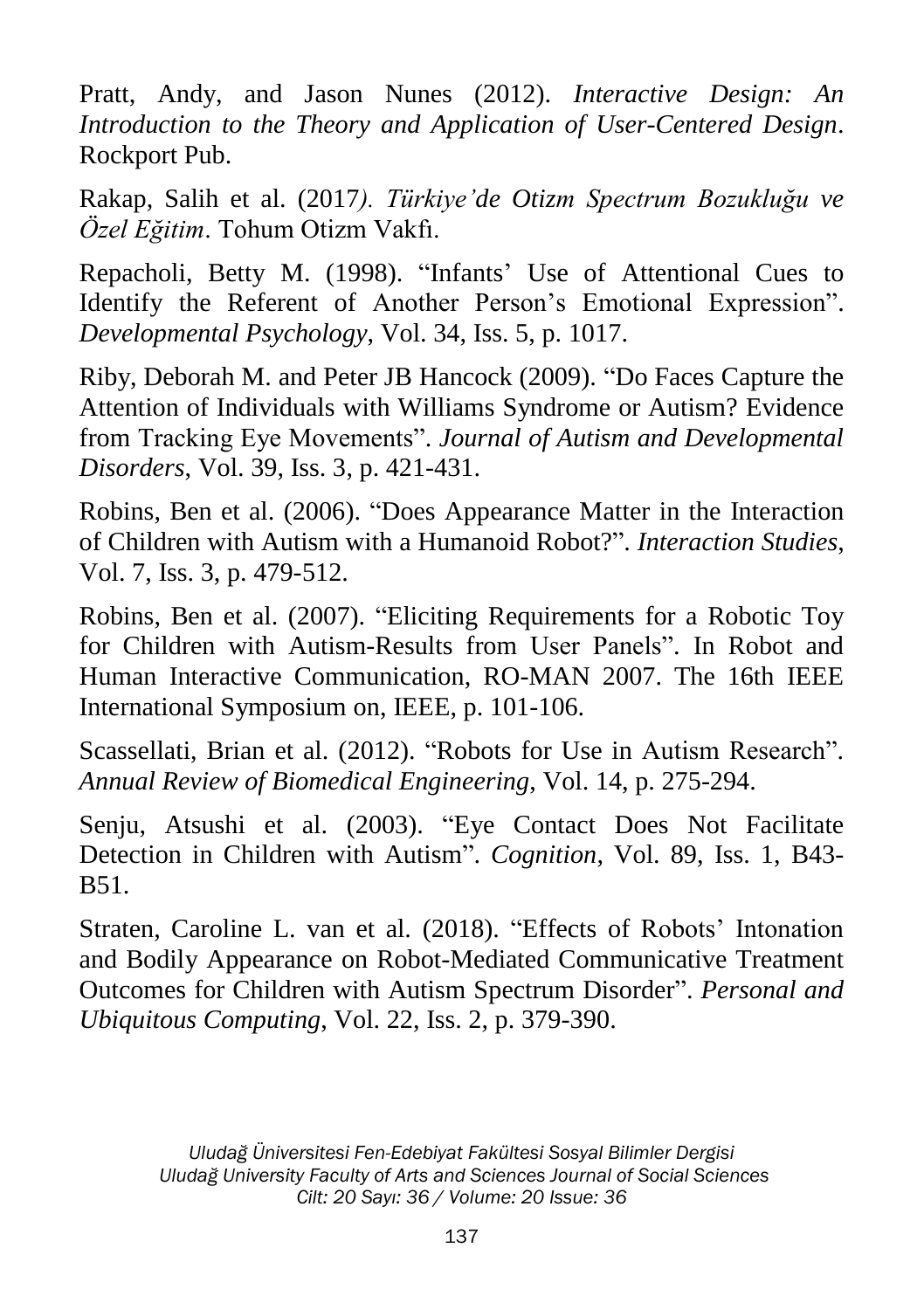Pratt, Andy, and Jason Nunes (2012). *Interactive Design: An Introduction to the Theory and Application of User-Centered Design*. Rockport Pub.

Rakap, Salih et al. (2017*). Türkiye'de Otizm Spectrum Bozukluğu ve Özel Eğitim*. Tohum Otizm Vakfı.

Repacholi, Betty M. (1998). "Infants' Use of Attentional Cues to Identify the Referent of Another Person's Emotional Expression". *Developmental Psychology*, Vol. 34, Iss. 5, p. 1017.

Riby, Deborah M. and Peter JB Hancock (2009). "Do Faces Capture the Attention of Individuals with Williams Syndrome or Autism? Evidence from Tracking Eye Movements". *Journal of Autism and Developmental Disorders*, Vol. 39, Iss. 3, p. 421-431.

Robins, Ben et al. (2006). "Does Appearance Matter in the Interaction of Children with Autism with a Humanoid Robot?". *Interaction Studies*, Vol. 7, Iss. 3, p. 479-512.

Robins, Ben et al. (2007). "Eliciting Requirements for a Robotic Toy for Children with Autism-Results from User Panels". In Robot and Human Interactive Communication, RO-MAN 2007. The 16th IEEE International Symposium on, IEEE, p. 101-106.

Scassellati, Brian et al. (2012). "Robots for Use in Autism Research". *Annual Review of Biomedical Engineering*, Vol. 14, p. 275-294.

Senju, Atsushi et al. (2003). "Eye Contact Does Not Facilitate Detection in Children with Autism". *Cognition*, Vol. 89, Iss. 1, B43-B51.

Straten, Caroline L. van et al. (2018). "Effects of Robots' Intonation and Bodily Appearance on Robot-Mediated Communicative Treatment Outcomes for Children with Autism Spectrum Disorder". *Personal and Ubiquitous Computing*, Vol. 22, Iss. 2, p. 379-390.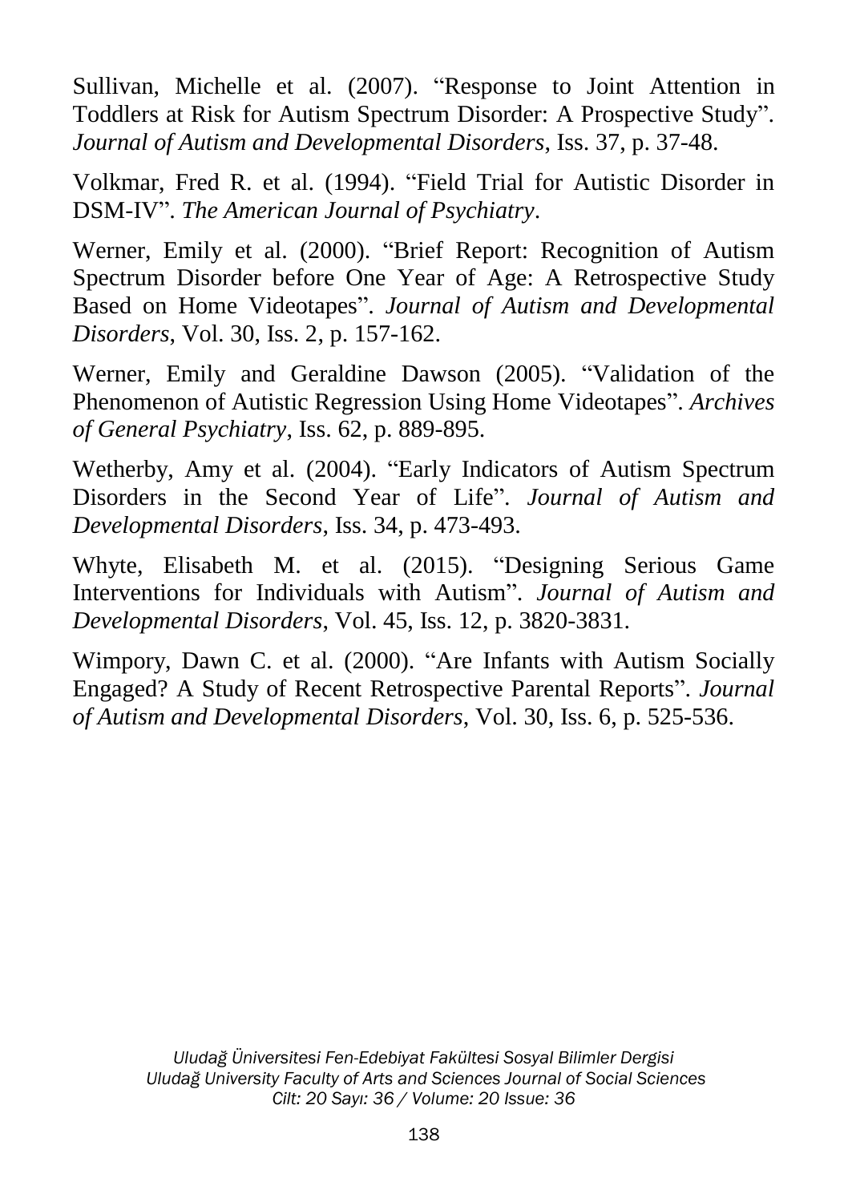Sullivan, Michelle et al. (2007). "Response to Joint Attention in Toddlers at Risk for Autism Spectrum Disorder: A Prospective Study". *Journal of Autism and Developmental Disorders*, Iss. 37, p. 37-48.

Volkmar, Fred R. et al. (1994). "Field Trial for Autistic Disorder in DSM-IV". *The American Journal of Psychiatry*.

Werner, Emily et al. (2000). "Brief Report: Recognition of Autism Spectrum Disorder before One Year of Age: A Retrospective Study Based on Home Videotapes". *Journal of Autism and Developmental Disorders*, Vol. 30, Iss. 2, p. 157-162.

Werner, Emily and Geraldine Dawson (2005). "Validation of the Phenomenon of Autistic Regression Using Home Videotapes". *Archives of General Psychiatry*, Iss. 62, p. 889-895.

Wetherby, Amy et al. (2004). "Early Indicators of Autism Spectrum Disorders in the Second Year of Life". *Journal of Autism and Developmental Disorders*, Iss. 34, p. 473-493.

Whyte, Elisabeth M. et al. (2015). "Designing Serious Game Interventions for Individuals with Autism". *Journal of Autism and Developmental Disorders*, Vol. 45, Iss. 12, p. 3820-3831.

Wimpory, Dawn C. et al. (2000). "Are Infants with Autism Socially Engaged? A Study of Recent Retrospective Parental Reports". *Journal of Autism and Developmental Disorders*, Vol. 30, Iss. 6, p. 525-536.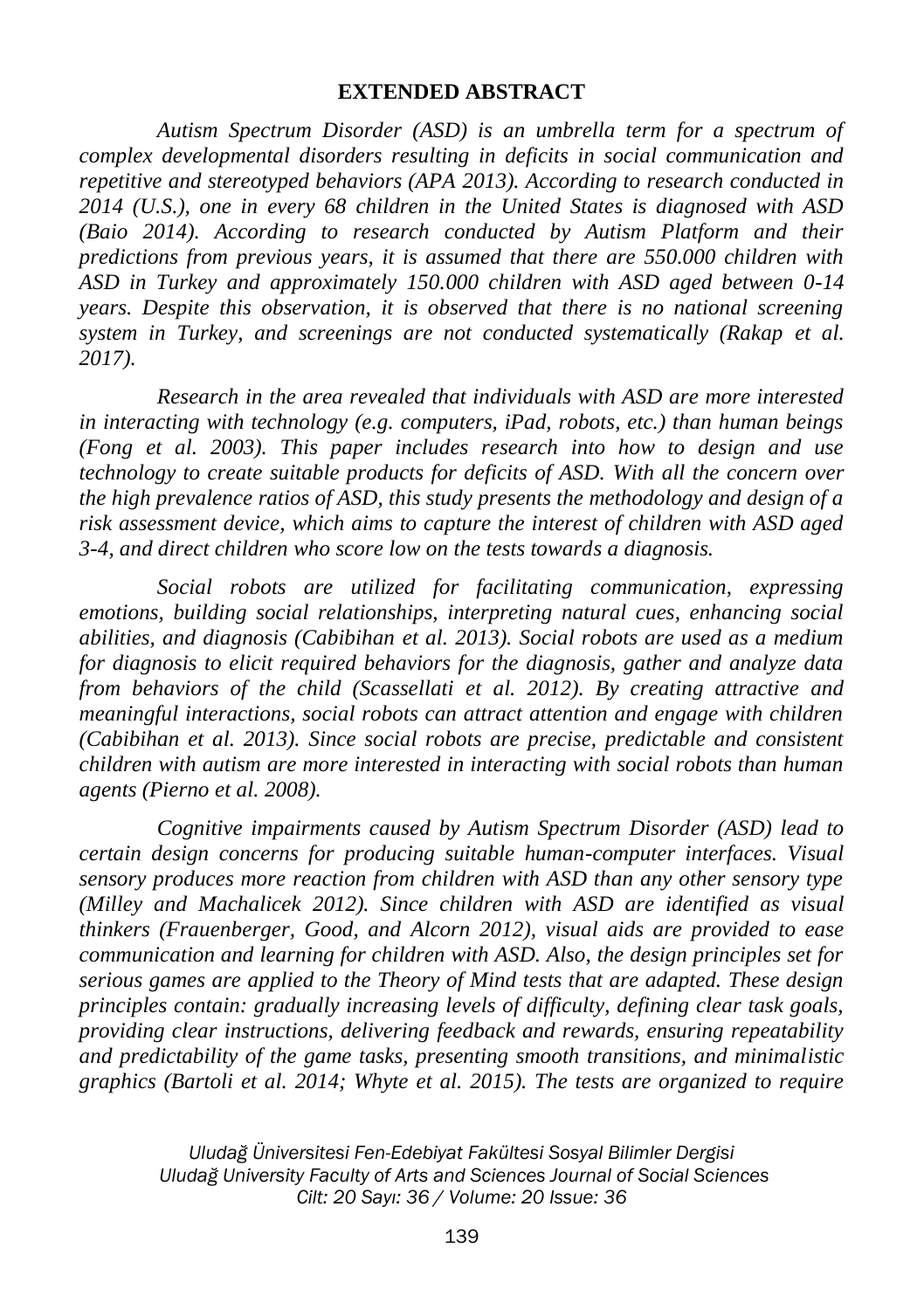## EXTENDED ABSTRACT

*Autism Spectrum Disorder (ASD) is an umbrella term for a spectrum of complex developmental disorders resulting in deficits in social communication and repetitive and stereotyped behaviors (APA 2013). According to research conducted in 2014 (U.S.), one in every 68 children in the United States is diagnosed with ASD (Baio 2014). According to research conducted by Autism Platform and their predictions from previous years, it is assumed that there are 550.000 children with ASD in Turkey and approximately 150.000 children with ASD aged between 0-14 years. Despite this observation, it is observed that there is no national screening system in Turkey, and screenings are not conducted systematically (Rakap et al. 2017).*

*Research in the area revealed that individuals with ASD are more interested in interacting with technology (e.g. computers, iPad, robots, etc.) than human beings (Fong et al. 2003). This paper includes research into how to design and use technology to create suitable products for deficits of ASD. With all the concern over the high prevalence ratios of ASD, this study presents the methodology and design of a risk assessment device, which aims to capture the interest of children with ASD aged 3-4, and direct children who score low on the tests towards a diagnosis.*

*Social robots are utilized for facilitating communication, expressing emotions, building social relationships, interpreting natural cues, enhancing social abilities, and diagnosis (Cabibihan et al. 2013). Social robots are used as a medium for diagnosis to elicit required behaviors for the diagnosis, gather and analyze data from behaviors of the child (Scassellati et al. 2012). By creating attractive and meaningful interactions, social robots can attract attention and engage with children (Cabibihan et al. 2013). Since social robots are precise, predictable and consistent children with autism are more interested in interacting with social robots than human agents (Pierno et al. 2008).*

*Cognitive impairments caused by Autism Spectrum Disorder (ASD) lead to certain design concerns for producing suitable human-computer interfaces. Visual sensory produces more reaction from children with ASD than any other sensory type (Milley and Machalicek 2012). Since children with ASD are identified as visual thinkers (Frauenberger, Good, and Alcorn 2012), visual aids are provided to ease communication and learning for children with ASD. Also, the design principles set for serious games are applied to the Theory of Mind tests that are adapted. These design principles contain: gradually increasing levels of difficulty, defining clear task goals, providing clear instructions, delivering feedback and rewards, ensuring repeatability and predictability of the game tasks, presenting smooth transitions, and minimalistic graphics (Bartoli et al. 2014; Whyte et al. 2015). The tests are organized to require*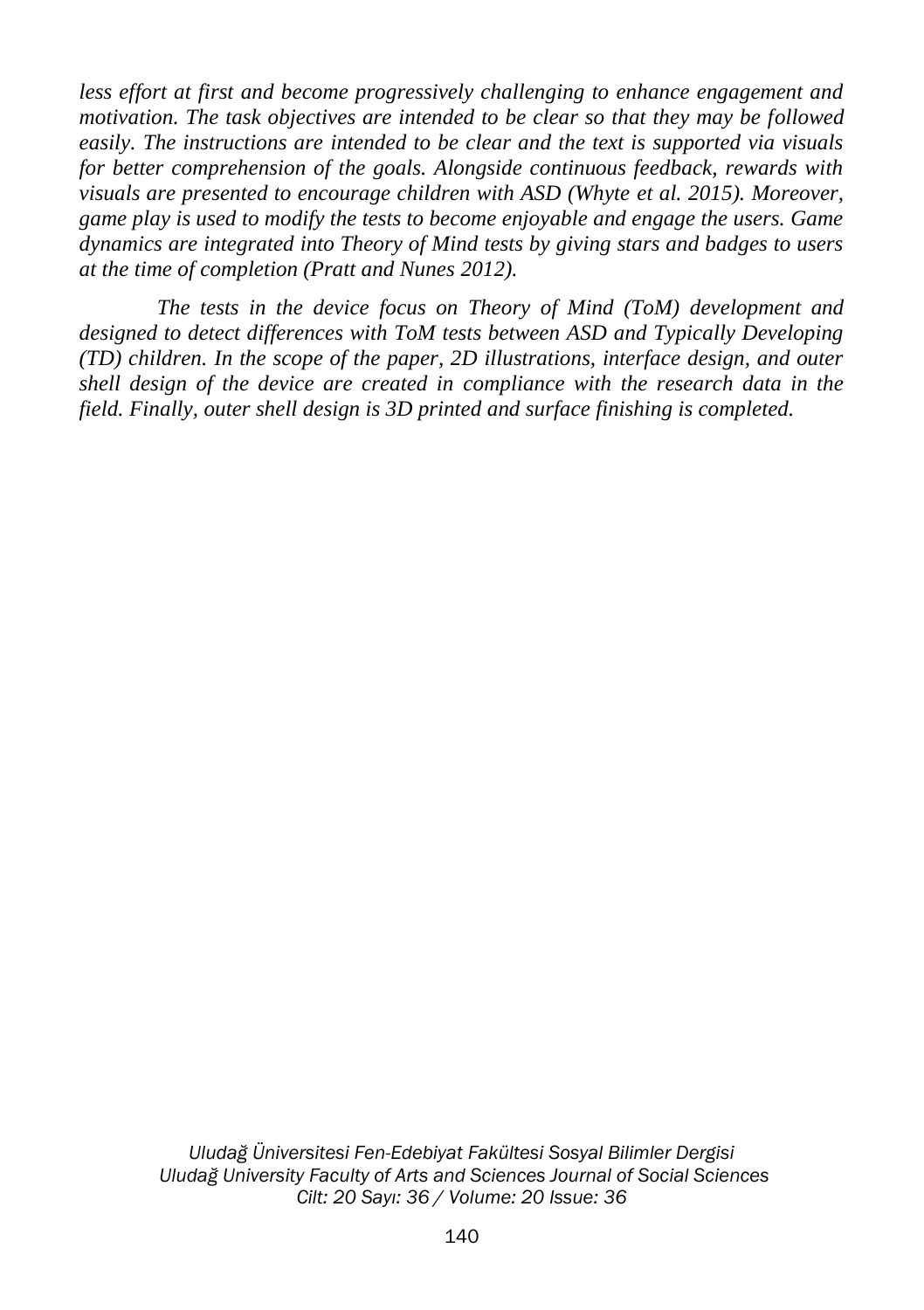*less effort at first and become progressively challenging to enhance engagement and motivation. The task objectives are intended to be clear so that they may be followed easily. The instructions are intended to be clear and the text is supported via visuals for better comprehension of the goals. Alongside continuous feedback, rewards with visuals are presented to encourage children with ASD (Whyte et al. 2015). Moreover, game play is used to modify the tests to become enjoyable and engage the users. Game dynamics are integrated into Theory of Mind tests by giving stars and badges to users at the time of completion (Pratt and Nunes 2012).*

*The tests in the device focus on Theory of Mind (ToM) development and designed to detect differences with ToM tests between ASD and Typically Developing (TD) children. In the scope of the paper, 2D illustrations, interface design, and outer shell design of the device are created in compliance with the research data in the field. Finally, outer shell design is 3D printed and surface finishing is completed.*